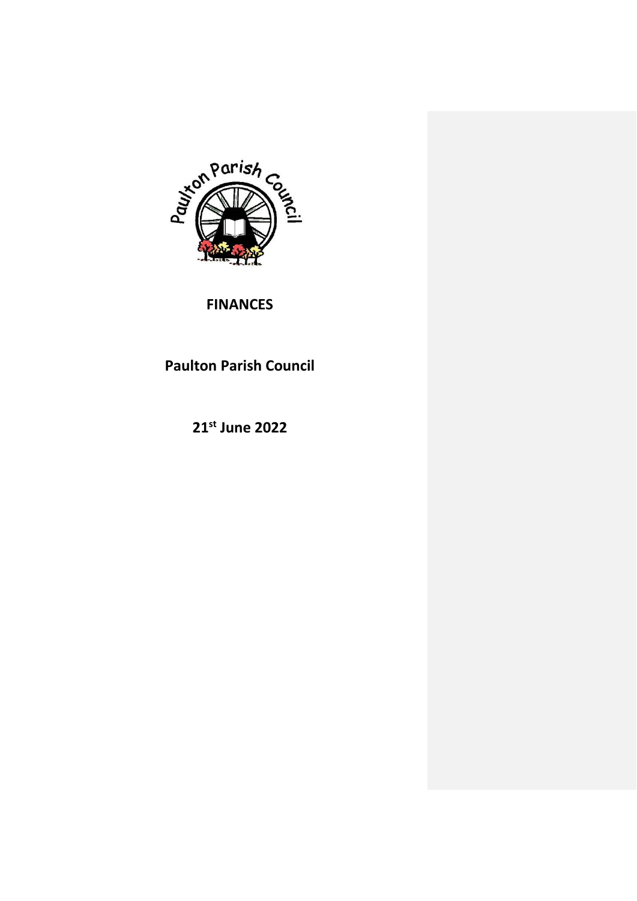# FINANCES

## Paulton Parish Council

**21st June 2022**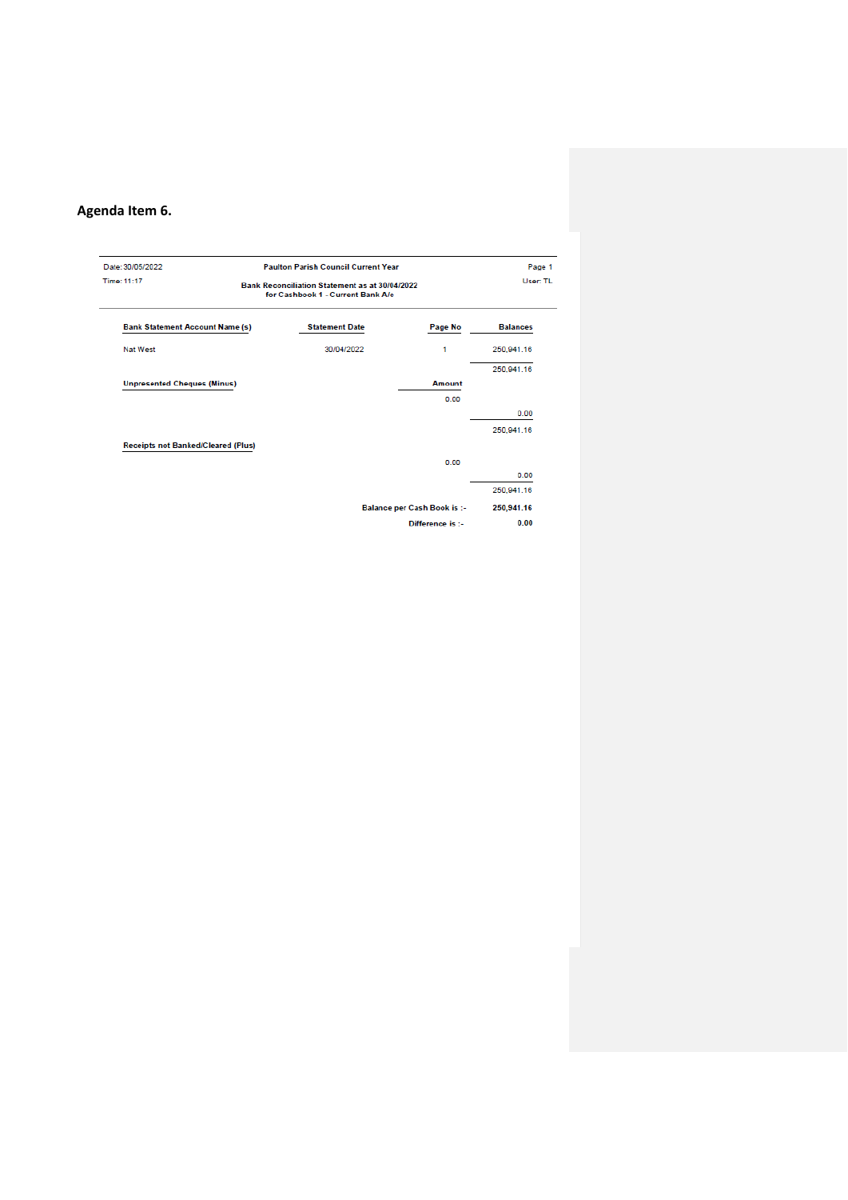**Agenda Item 6.**

Date: 30/05/2022

Time: 11:17

**Paulton Parish Council Current Year**

**Bank Reconciliation Statement as at 30/04/2022**
**for Cashbook 1 - Current Bank A/c**

User: TL

| Bank Statement Account Name (s) | Statement Date | Page No | Balances |
|---|---|---|---|
| Nat West | 30/04/2022 | 1 | 250,941.16 |
| | | | 250,941.16 |
| **Unpresented Cheques (Minus)** | | **Amount** | |
| | | 0.00 | |
| | | | 0.00 |
| | | | 250,941.16 |
| **Receipts not Banked/Cleared (Plus)** | | | |
| | | 0.00 | |
| | | | 0.00 |
| | | | 250,941.16 |
| | | **Balance per Cash Book is :-** | **250,941.16** |
| | | **Difference is :-** | **0.00** |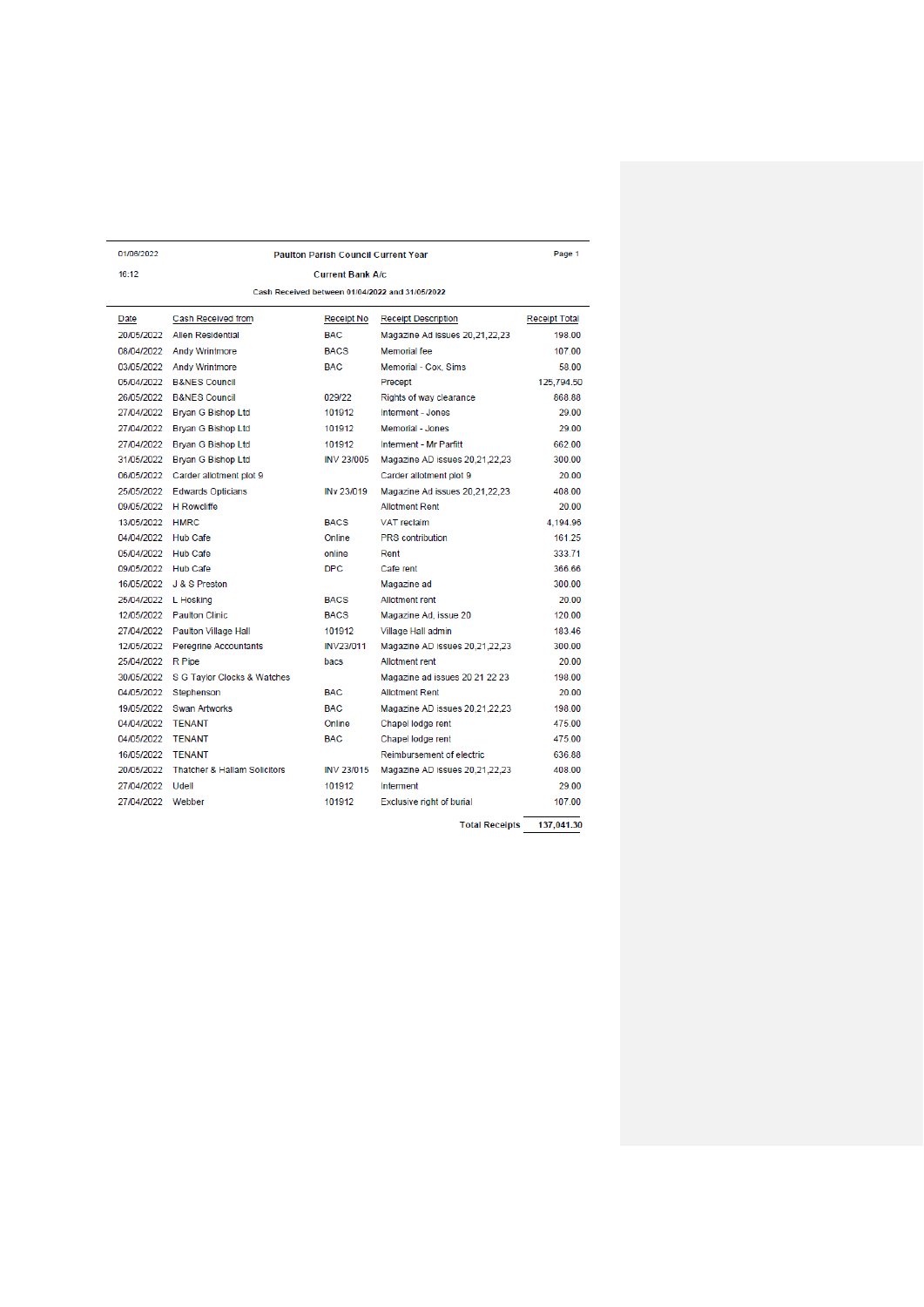01/06/2022 — Paulton Parish Council Current Year — Page 1

16:12 — **Current Bank A/c**

Cash Received between 01/04/2022 and 31/05/2022

| Date | Cash Received from | Receipt No | Receipt Description | Receipt Total |
|---|---|---|---|---|
| 20/05/2022 | Allen Residential | BAC | Magazine Ad issues 20,21,22,23 | 198.00 |
| 08/04/2022 | Andy Wrintmore | BACS | Memorial fee | 107.00 |
| 03/05/2022 | Andy Wrintmore | BAC | Memorial - Cox, Sims | 58.00 |
| 05/04/2022 | B&NES Council | | Precept | 125,794.50 |
| 26/05/2022 | B&NES Council | 029/22 | Rights of way clearance | 868.68 |
| 27/04/2022 | Bryan G Bishop Ltd | 101912 | Interment - Jones | 29.00 |
| 27/04/2022 | Bryan G Bishop Ltd | 101912 | Memorial - Jones | 29.00 |
| 27/04/2022 | Bryan G Bishop Ltd | 101912 | Interment - Mr Parfitt | 662.00 |
| 31/05/2022 | Bryan G Bishop Ltd | INV 23/005 | Magazine AD issues 20,21,22,23 | 300.00 |
| 06/05/2022 | Carder allotment plot 9 | | Carder allotment plot 9 | 20.00 |
| 25/05/2022 | Edwards Opticians | INv 23/019 | Magazine Ad issues 20,21,22,23 | 408.00 |
| 09/05/2022 | H Rowcliffe | | Allotment Rent | 20.00 |
| 13/05/2022 | HMRC | BACS | VAT reclaim | 4,194.96 |
| 04/04/2022 | Hub Cafe | Online | PRS contribution | 161.25 |
| 05/04/2022 | Hub Cafe | online | Rent | 333.71 |
| 09/05/2022 | Hub Cafe | DPC | Cafe rent | 366.66 |
| 16/05/2022 | J & S Preston | | Magazine ad | 300.00 |
| 25/04/2022 | L Hosking | BACS | Allotment rent | 20.00 |
| 12/05/2022 | Paulton Clinic | BACS | Magazine Ad, issue 20 | 120.00 |
| 27/04/2022 | Paulton Village Hall | 101912 | Village Hall admin | 183.46 |
| 12/05/2022 | Peregrine Accountants | INV23/011 | Magazine AD issues 20,21,22,23 | 300.00 |
| 25/04/2022 | R Pipe | bacs | Allotment rent | 20.00 |
| 30/05/2022 | S G Taylor Clocks & Watches | | Magazine ad issues 20 21 22 23 | 198.00 |
| 04/05/2022 | Stephenson | BAC | Allotment Rent | 20.00 |
| 19/05/2022 | Swan Artworks | BAC | Magazine AD issues 20,21,22,23 | 198.00 |
| 04/04/2022 | TENANT | Online | Chapel lodge rent | 475.00 |
| 04/05/2022 | TENANT | BAC | Chapel lodge rent | 475.00 |
| 16/05/2022 | TENANT | | Reimbursement of electric | 636.88 |
| 20/05/2022 | Thatcher & Hallam Solicitors | INV 23/015 | Magazine AD issues 20,21,22,23 | 408.00 |
| 27/04/2022 | Udell | 101912 | Interment | 29.00 |
| 27/04/2022 | Webber | 101912 | Exclusive right of burial | 107.00 |
| | | | **Total Receipts** | **137,041.30** |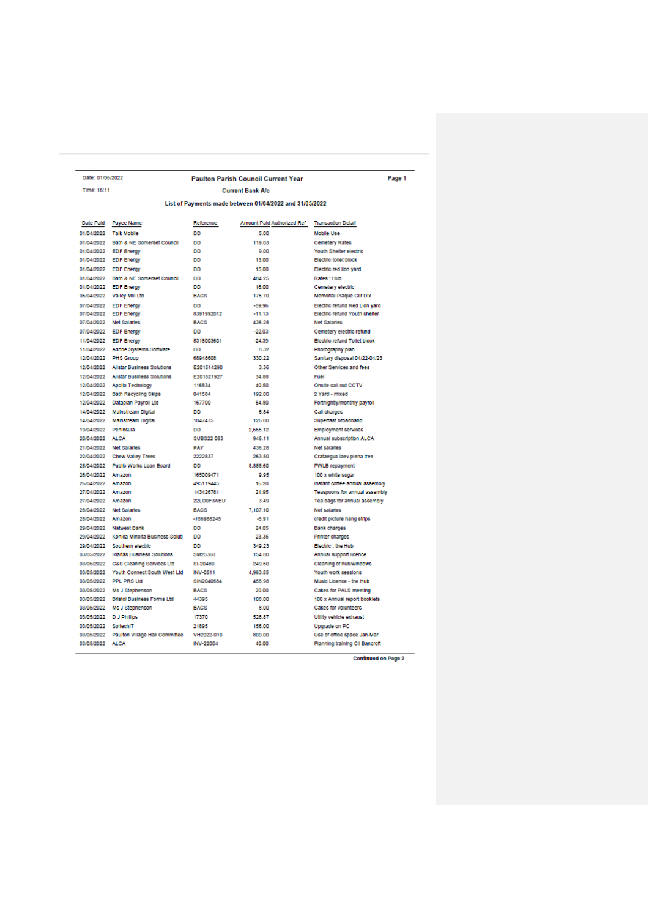Date: 01/06/2022

Time: 16:11

**Paulton Parish Council Current Year**

**Current Bank A/c**

**List of Payments made between 01/04/2022 and 31/05/2022**

| Date Paid | Payee Name | Reference | Amount Paid | Authorized Ref | Transaction Detail |
|---|---|---|---|---|---|
| 01/04/2022 | Talk Mobile | DD | 5.00 | | Mobile Use |
| 01/04/2022 | Bath & NE Somerset Council | DD | 119.03 | | Cemetery Rates |
| 01/04/2022 | EDF Energy | DD | 9.00 | | Youth Shelter electric |
| 01/04/2022 | EDF Energy | DD | 13.00 | | Electric toilet block |
| 01/04/2022 | EDF Energy | DD | 15.00 | | Electric red lion yard |
| 01/04/2022 | Bath & NE Somerset Council | DD | 484.25 | | Rates : Hub |
| 01/04/2022 | EDF Energy | DD | 16.00 | | Cemetery electric |
| 06/04/2022 | Valley Mill Ltd | BACS | 175.70 | | Memorial Plaque Cllr Dix |
| 07/04/2022 | EDF Energy | DD | -59.96 | | Electric refund Red Lion yard |
| 07/04/2022 | EDF Energy | 8391992012 | -11.13 | | Electric refund Youth shelter |
| 07/04/2022 | Net Salaries | BACS | 436.28 | | Net Salaries |
| 07/04/2022 | EDF Energy | DD | -22.03 | | Cemetery electric refund |
| 11/04/2022 | EDF Energy | 5318003601 | -24.39 | | Electric refund Toilet block |
| 11/04/2022 | Adobe Systems Software | DD | 8.32 | | Photography plan |
| 12/04/2022 | PHS Group | 68948608 | 330.22 | | Sanitary disposal 04/22-04/23 |
| 12/04/2022 | Allstar Business Solutions | E201514290 | 3.36 | | Other Services and fees |
| 12/04/2022 | Allstar Business Solutions | E201521927 | 34.88 | | Fuel |
| 12/04/2022 | Apollo Techology | 116834 | 40.50 | | Onsite call out CCTV |
| 12/04/2022 | Bath Recycling Skips | 041584 | 192.00 | | 2 Yard - mixed |
| 12/04/2022 | Datapian Payroll Ltd | 167700 | 64.80 | | Fortnightly/monthly payroll |
| 14/04/2022 | Mainstream Digital | DD | 6.84 | | Call charges |
| 14/04/2022 | Mainstream Digital | 1047475 | 126.00 | | Superfast broadband |
| 19/04/2022 | Peninsula | DD | 2,655.12 | | Employment services |
| 20/04/2022 | ALCA | SUBS22 083 | 946.11 | | Annual subscription ALCA |
| 21/04/2022 | Net Salaries | PAY | 436.28 | | Net salaries |
| 22/04/2022 | Chew Valley Trees | 2222837 | 263.50 | | Crataegus laev plena tree |
| 25/04/2022 | Public Works Loan Board | DD | 8,858.60 | | PWLB repayment |
| 26/04/2022 | Amazon | 165009471 | 9.95 | | 100 x white sugar |
| 26/04/2022 | Amazon | 495119445 | 16.20 | | Instant coffee annual assembly |
| 27/04/2022 | Amazon | 143426781 | 21.95 | | Teaspoons for annual assembly |
| 27/04/2022 | Amazon | 22LO0F3AEU | 3.49 | | Tea bags for annual assembly |
| 28/04/2022 | Net Salaries | BACS | 7,107.10 | | Net salaries |
| 28/04/2022 | Amazon | -156988245 | -5.91 | | credit picture hang strips |
| 29/04/2022 | Natwest Bank | DD | 24.05 | | Bank charges |
| 29/04/2022 | Konica Minolta Business Soluti | DD | 23.35 | | Printer charges |
| 29/04/2022 | Southern electric | DD | 349.23 | | Electric : the Hub |
| 03/05/2022 | Rialtas Business Solutions | SM25360 | 154.80 | | Annual support licence |
| 03/05/2022 | C&S Cleaning Services Ltd | SI-20480 | 249.60 | | Cleaning of hub/windows |
| 03/05/2022 | Youth Connect South West Ltd | INV-0511 | 4,963.55 | | Youth work sessions |
| 03/05/2022 | PPL PRS Ltd | SIN2040684 | 458.98 | | Music Licence - the Hub |
| 03/05/2022 | Ms J Stephenson | BACS | 20.00 | | Cakes for PALS meeting |
| 03/05/2022 | Bristol Business Forms Ltd | 44395 | 108.00 | | 100 x Annual report booklets |
| 03/05/2022 | Ms J Stephenson | BACS | 8.00 | | Cakes for volunteers |
| 03/05/2022 | D J Phillips | 17370 | 528.87 | | Utility vehicle exhaust |
| 03/05/2022 | SoltechIT | 21895 | 156.00 | | Upgrade on PC |
| 03/05/2022 | Paulton Village Hall Committee | VH2022-010 | 800.00 | | Use of office space Jan-Mar |
| 03/05/2022 | ALCA | INV-22004 | 40.00 | | Planning training Cll Bancroft |

**Continued on Page 2**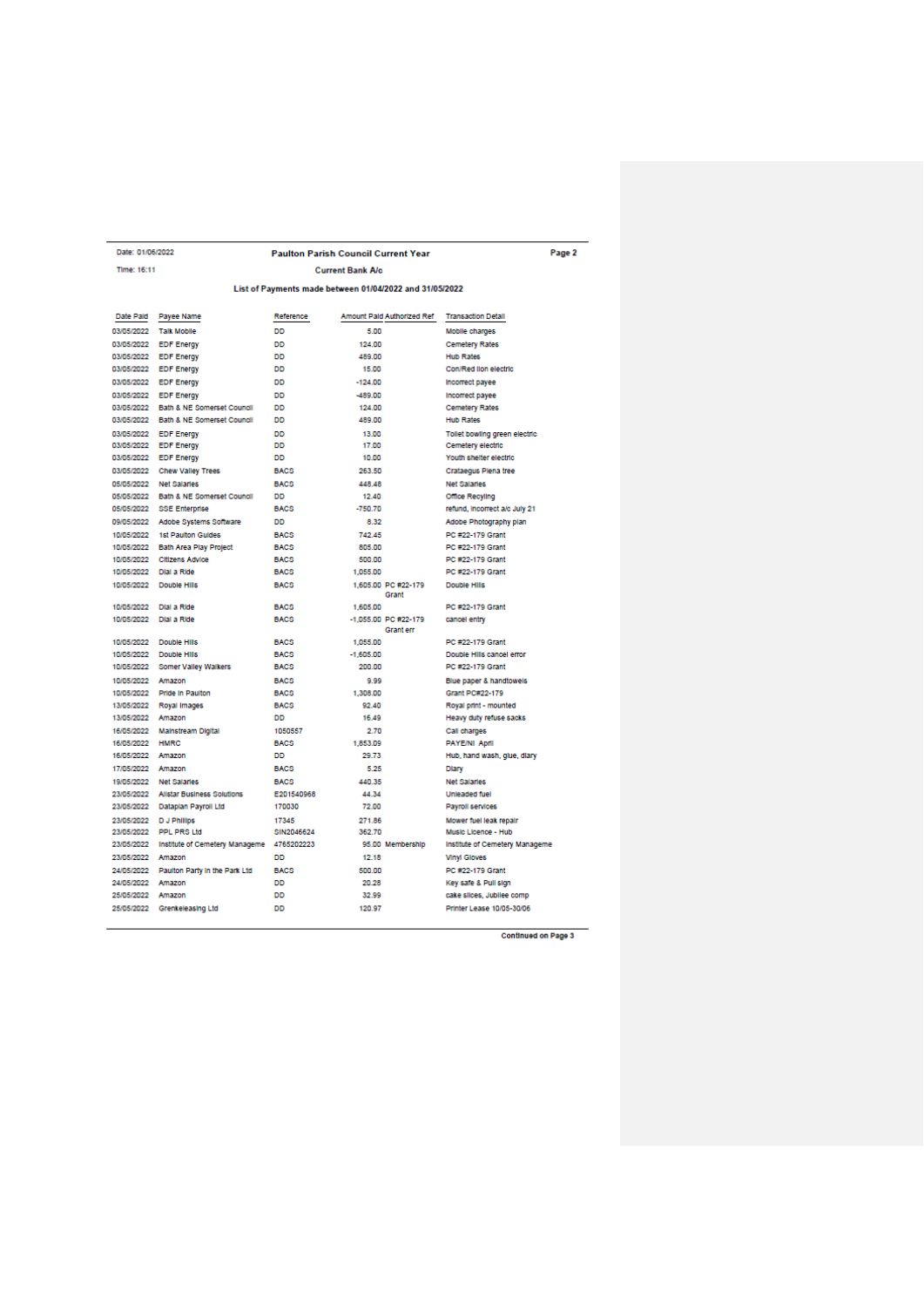Date: 01/06/2022

Time: 16:11

**Paulton Parish Council Current Year**

**Current Bank A/c**

**List of Payments made between 01/04/2022 and 31/05/2022**

| Date Paid | Payee Name | Reference | Amount Paid | Authorized Ref | Transaction Detail |
|---|---|---|---|---|---|
| 03/05/2022 | Talk Mobile | DD | 5.00 | | Mobile charges |
| 03/05/2022 | EDF Energy | DD | 124.00 | | Cemetery Rates |
| 03/05/2022 | EDF Energy | DD | 489.00 | | Hub Rates |
| 03/05/2022 | EDF Energy | DD | 15.00 | | Con/Red lion electric |
| 03/05/2022 | EDF Energy | DD | -124.00 | | Incorrect payee |
| 03/05/2022 | EDF Energy | DD | -489.00 | | Incorrect payee |
| 03/05/2022 | Bath & NE Somerset Council | DD | 124.00 | | Cemetery Rates |
| 03/05/2022 | Bath & NE Somerset Council | DD | 489.00 | | Hub Rates |
| 03/05/2022 | EDF Energy | DD | 13.00 | | Toilet bowling green electric |
| 03/05/2022 | EDF Energy | DD | 17.00 | | Cemetery electric |
| 03/05/2022 | EDF Energy | DD | 10.00 | | Youth shelter electric |
| 03/05/2022 | Chew Valley Trees | BACS | 263.50 | | Crataegus Plena tree |
| 05/05/2022 | Net Salaries | BACS | 448.48 | | Net Salaries |
| 05/05/2022 | Bath & NE Somerset Council | DD | 12.40 | | Office Recyling |
| 05/05/2022 | SSE Enterprise | BACS | -750.70 | | refund, incorrect a/c July 21 |
| 09/05/2022 | Adobe Systems Software | DD | 8.32 | | Adobe Photography plan |
| 10/05/2022 | 1st Paulton Guides | BACS | 742.45 | | PC #22-179 Grant |
| 10/05/2022 | Bath Area Play Project | BACS | 805.00 | | PC #22-179 Grant |
| 10/05/2022 | Citizens Advice | BACS | 500.00 | | PC #22-179 Grant |
| 10/05/2022 | Dial a Ride | BACS | 1,055.00 | | PC #22-179 Grant |
| 10/05/2022 | Double Hills | BACS | 1,605.00 | PC #22-179 Grant | Double Hills |
| 10/05/2022 | Dial a Ride | BACS | 1,605.00 | | PC #22-179 Grant |
| 10/05/2022 | Dial a Ride | BACS | -1,055.00 | PC #22-179 Grant err | cancel entry |
| 10/05/2022 | Double Hills | BACS | 1,055.00 | | PC #22-179 Grant |
| 10/05/2022 | Double Hills | BACS | -1,605.00 | | Double Hills cancel error |
| 10/05/2022 | Somer Valley Walkers | BACS | 200.00 | | PC #22-179 Grant |
| 10/05/2022 | Amazon | BACS | 9.99 | | Blue paper & handtowels |
| 10/05/2022 | Pride in Paulton | BACS | 1,308.00 | | Grant PC#22-179 |
| 13/05/2022 | Royal Images | BACS | 92.40 | | Royal print - mounted |
| 13/05/2022 | Amazon | DD | 16.49 | | Heavy duty refuse sacks |
| 16/05/2022 | Mainstream Digital | 1050557 | 2.70 | | Call charges |
| 16/05/2022 | HMRC | BACS | 1,853.09 | | PAYE/NI April |
| 16/05/2022 | Amazon | DD | 29.73 | | Hub, hand wash, glue, diary |
| 17/05/2022 | Amazon | BACS | 5.25 | | Diary |
| 19/05/2022 | Net Salaries | BACS | 440.35 | | Net Salaries |
| 23/05/2022 | Allstar Business Solutions | E201540968 | 44.34 | | Unleaded fuel |
| 23/05/2022 | Dataplan Payroll Ltd | 170030 | 72.00 | | Payroll services |
| 23/05/2022 | D J Phillips | 17345 | 271.86 | | Mower fuel leak repair |
| 23/05/2022 | PPL PRS Ltd | SIN2046624 | 362.70 | | Music Licence - Hub |
| 23/05/2022 | Institute of Cemetery Manageme | 4765202223 | 95.00 | Membership | Institute of Cemetery Manageme |
| 23/05/2022 | Amazon | DD | 12.18 | | Vinyl Gloves |
| 24/05/2022 | Paulton Party in the Park Ltd | BACS | 500.00 | | PC #22-179 Grant |
| 24/05/2022 | Amazon | DD | 20.28 | | Key safe & Pull sign |
| 25/05/2022 | Amazon | DD | 32.99 | | cake slices, Jubilee comp |
| 25/05/2022 | Grenkeleasing Ltd | DD | 120.97 | | Printer Lease 10/05-30/06 |

**Continued on Page 3**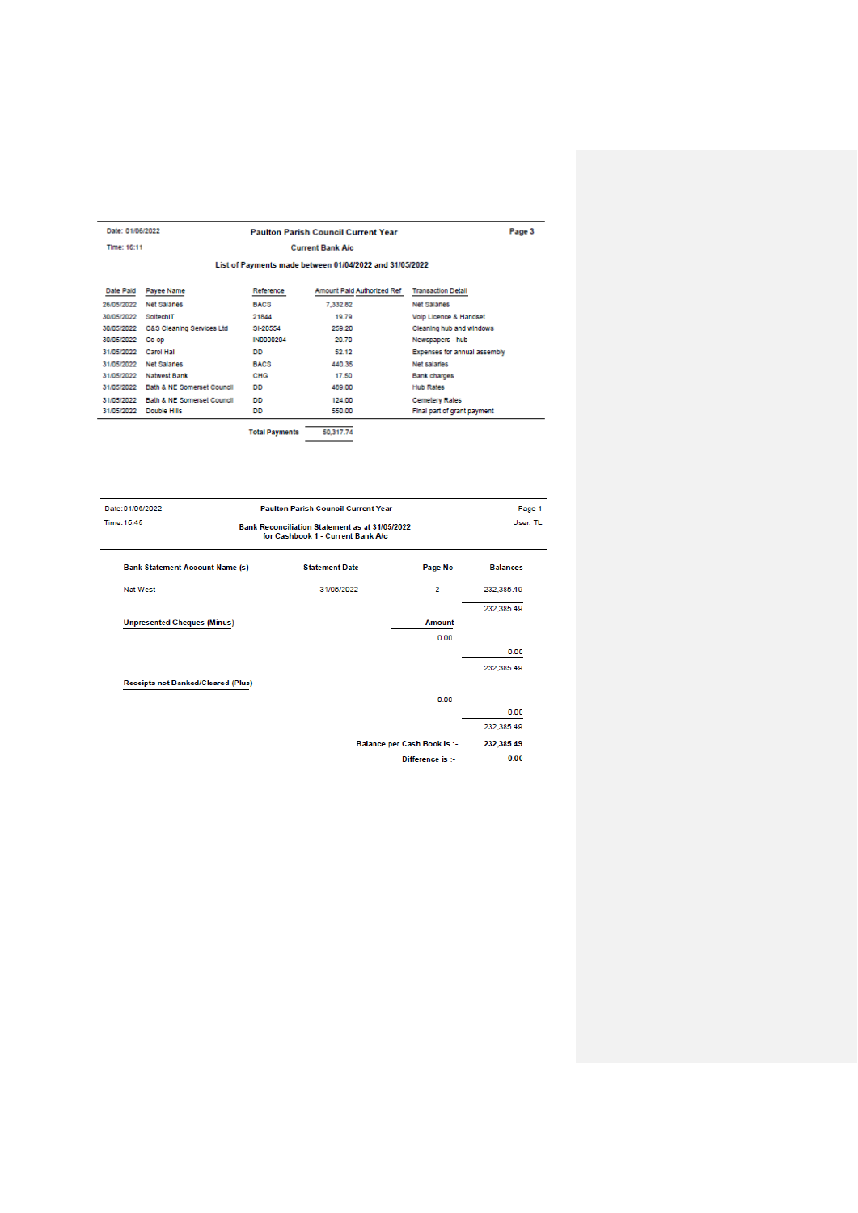Date: 01/06/2022

Time: 16:11

**Paulton Parish Council Current Year**

**Current Bank A/c**

**List of Payments made between 01/04/2022 and 31/05/2022**

| Date Paid | Payee Name | Reference | Amount Paid | Authorized Ref | Transaction Detail |
|---|---|---|---|---|---|
| 26/05/2022 | Net Salaries | BACS | 7,332.82 | | Net Salaries |
| 30/05/2022 | SoltechIT | 21644 | 19.79 | | Voip Licence & Handset |
| 30/05/2022 | C&S Cleaning Services Ltd | SI-20554 | 259.20 | | Cleaning hub and windows |
| 30/05/2022 | Co-op | IN0000204 | 20.70 | | Newspapers - hub |
| 31/05/2022 | Carol Hall | DD | 52.12 | | Expenses for annual assembly |
| 31/05/2022 | Net Salaries | BACS | 440.35 | | Net salaries |
| 31/05/2022 | Natwest Bank | CHG | 17.50 | | Bank charges |
| 31/05/2022 | Bath & NE Somerset Council | DD | 489.00 | | Hub Rates |
| 31/05/2022 | Bath & NE Somerset Council | DD | 124.00 | | Cemetery Rates |
| 31/05/2022 | Double Hills | DD | 550.00 | | Final part of grant payment |
| | | **Total Payments** | 50,317.74 | | |

Date: 01/06/2022

Time: 15:46

User: TL

**Paulton Parish Council Current Year**

**Bank Reconciliation Statement as at 31/05/2022**
**for Cashbook 1 - Current Bank A/c**

| Bank Statement Account Name (s) | Statement Date | Page No | Balances |
|---|---|---|---|
| Nat West | 31/05/2022 | 2 | 232,385.49 |
| | | | 232,385.49 |

| **Unpresented Cheques (Minus)** | Amount | |
|---|---|---|
| | 0.00 | |
| | | 0.00 |
| | | 232,385.49 |

| **Receipts not Banked/Cleared (Plus)** | | |
|---|---|---|
| | 0.00 | |
| | | 0.00 |
| | | 232,385.49 |

| | |
|---|---|
| **Balance per Cash Book is :-** | **232,385.49** |
| **Difference is :-** | **0.00** |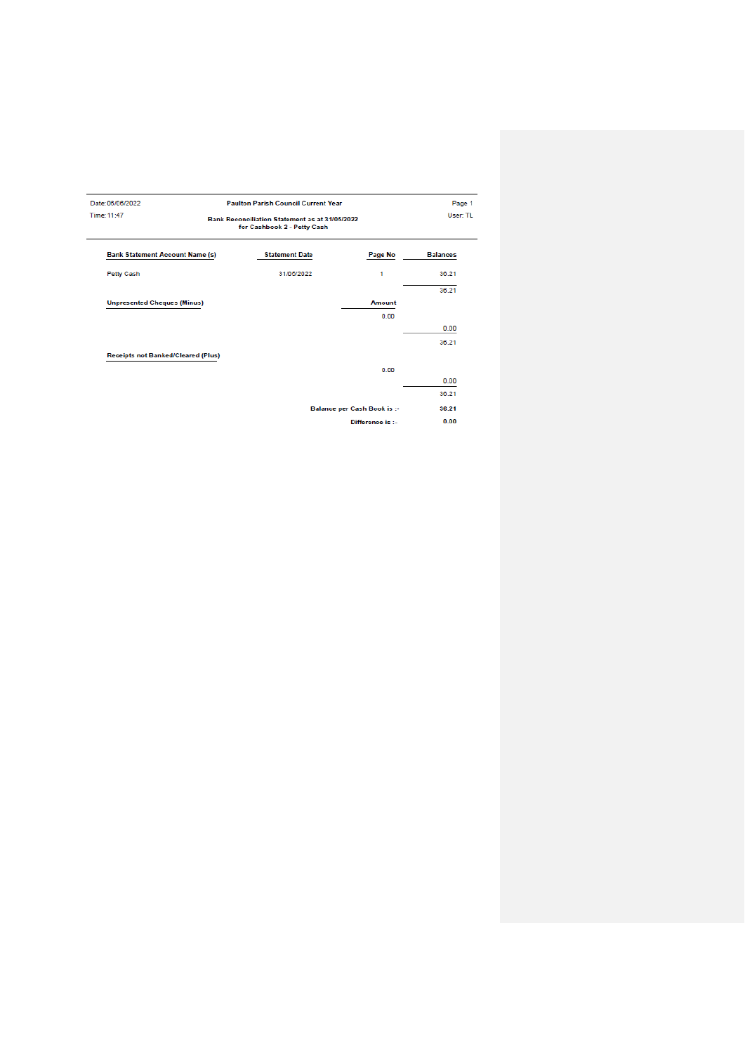Date: 06/06/2022

Time: 11:47

**Paulton Parish Council Current Year**

**Bank Reconciliation Statement as at 31/05/2022 for Cashbook 2 - Petty Cash**

Page 1

User: TL

| Bank Statement Account Name (s) | Statement Date | Page No | Balances |
|---|---|---|---|
| Petty Cash | 31/05/2022 | 1 | 36.21 |
| | | | 36.21 |

| Unpresented Cheques (Minus) | Amount | |
|---|---|---|
| | 0.00 | |
| | | 0.00 |
| | | 36.21 |

| Receipts not Banked/Cleared (Plus) | | |
|---|---|---|
| | 0.00 | |
| | | 0.00 |
| | | 36.21 |

**Balance per Cash Book is :-** **36.21**

**Difference is :-** **0.00**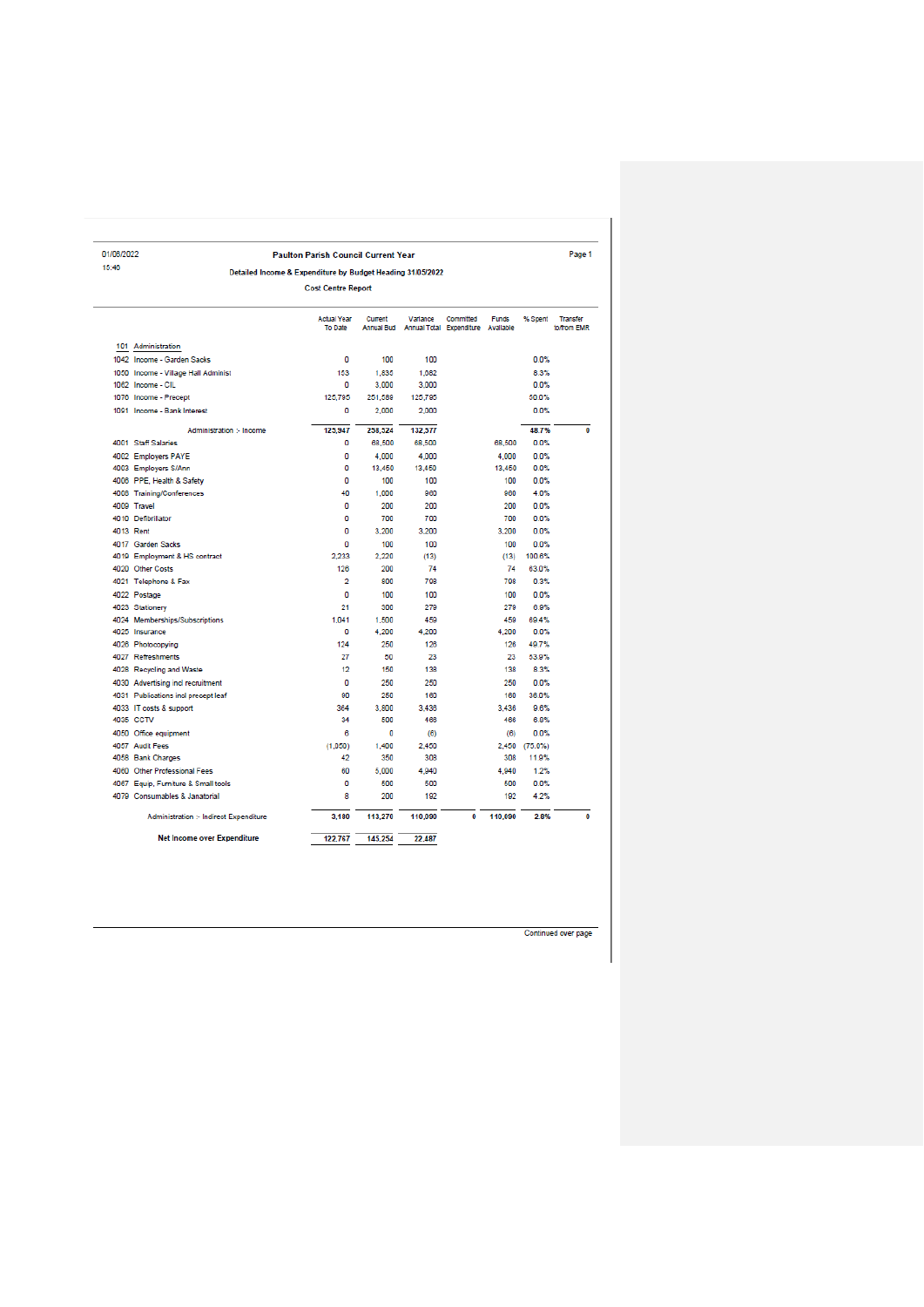01/06/2022 15:40

**Paulton Parish Council Current Year**

**Detailed Income & Expenditure by Budget Heading 31/05/2022**

**Cost Centre Report**

| | | Actual Year To Date | Current Annual Bud | Variance Annual Total | Committed Expenditure | Funds Available | % Spent | Transfer to/from EMR |
|---|---|---|---|---|---|---|---|---|
| **101** | **Administration** | | | | | | | |
| 1042 | Income - Garden Sacks | 0 | 100 | 100 | | | 0.0% | |
| 1050 | Income - Village Hall Administ | 153 | 1,835 | 1,682 | | | 8.3% | |
| 1062 | Income - CIL | 0 | 3,000 | 3,000 | | | 0.0% | |
| 1070 | Income - Precept | 125,795 | 251,589 | 125,795 | | | 50.0% | |
| 1091 | Income - Bank Interest | 0 | 2,000 | 2,000 | | | 0.0% | |
| | Administration :- Income | **125,947** | **258,524** | **132,577** | | | **48.7%** | **0** |
| 4001 | Staff Salaries | 0 | 68,500 | 68,500 | | 68,500 | 0.0% | |
| 4002 | Employers PAYE | 0 | 4,000 | 4,000 | | 4,000 | 0.0% | |
| 4003 | Employers S/Ann | 0 | 13,450 | 13,450 | | 13,450 | 0.0% | |
| 4006 | PPE, Health & Safety | 0 | 100 | 100 | | 100 | 0.0% | |
| 4008 | Training/Conferences | 40 | 1,000 | 960 | | 960 | 4.0% | |
| 4009 | Travel | 0 | 200 | 200 | | 200 | 0.0% | |
| 4010 | Defibrillator | 0 | 700 | 700 | | 700 | 0.0% | |
| 4013 | Rent | 0 | 3,200 | 3,200 | | 3,200 | 0.0% | |
| 4017 | Garden Sacks | 0 | 100 | 100 | | 100 | 0.0% | |
| 4019 | Employment & HS contract | 2,233 | 2,220 | (13) | | (13) | 100.6% | |
| 4020 | Other Costs | 126 | 200 | 74 | | 74 | 63.0% | |
| 4021 | Telephone & Fax | 2 | 800 | 798 | | 798 | 0.3% | |
| 4022 | Postage | 0 | 100 | 100 | | 100 | 0.0% | |
| 4023 | Stationery | 21 | 300 | 279 | | 279 | 6.9% | |
| 4024 | Memberships/Subscriptions | 1,041 | 1,500 | 459 | | 459 | 69.4% | |
| 4025 | Insurance | 0 | 4,200 | 4,200 | | 4,200 | 0.0% | |
| 4026 | Photocopying | 124 | 250 | 126 | | 126 | 49.7% | |
| 4027 | Refreshments | 27 | 50 | 23 | | 23 | 53.9% | |
| 4028 | Recycling and Waste | 12 | 150 | 138 | | 138 | 8.3% | |
| 4030 | Advertising incl recruitment | 0 | 250 | 250 | | 250 | 0.0% | |
| 4031 | Publications incl precept leaf | 90 | 250 | 160 | | 160 | 36.0% | |
| 4033 | IT costs & support | 364 | 3,800 | 3,436 | | 3,436 | 9.6% | |
| 4035 | CCTV | 34 | 500 | 466 | | 466 | 6.8% | |
| 4050 | Office equipment | 6 | 0 | (6) | | (6) | 0.0% | |
| 4057 | Audit Fees | (1,050) | 1,400 | 2,450 | | 2,450 | (75.0%) | |
| 4058 | Bank Charges | 42 | 350 | 308 | | 308 | 11.9% | |
| 4060 | Other Professional Fees | 60 | 5,000 | 4,940 | | 4,940 | 1.2% | |
| 4067 | Equip, Furniture & Small tools | 0 | 500 | 500 | | 500 | 0.0% | |
| 4079 | Consumables & Janatorial | 8 | 200 | 192 | | 192 | 4.2% | |
| | Administration :- Indirect Expenditure | **3,180** | **113,270** | **110,090** | **0** | **110,090** | **2.8%** | **0** |
| | **Net Income over Expenditure** | **122,767** | **145,254** | **22,487** | | | | |

Continued over page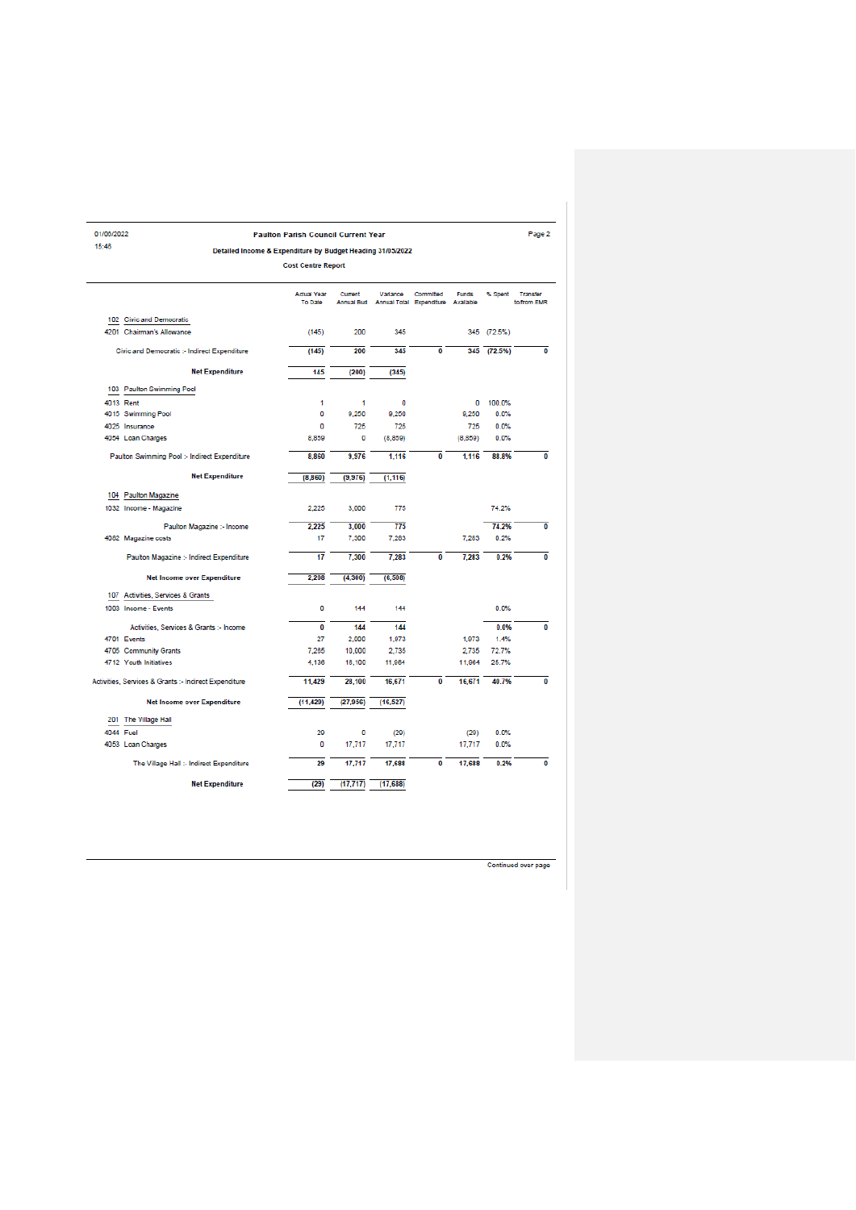Paulton Parish Council Current Year

Detailed Income & Expenditure by Budget Heading 31/05/2022

Cost Centre Report

| | | Actual Year To Date | Current Annual Bud | Variance Annual Total | Committed Expenditure | Funds Available | % Spent | Transfer to/from EMR |
|---|---|---|---|---|---|---|---|---|
| **102** | **Civic and Democratic** | | | | | | | |
| 4201 | Chairman's Allowance | (145) | 200 | 345 | | 345 | (72.5%) | |
| | Civic and Democratic :- Indirect Expenditure | (145) | 200 | 345 | 0 | 345 | (72.5%) | 0 |
| | **Net Expenditure** | 145 | (200) | (345) | | | | |
| **103** | **Paulton Swimming Pool** | | | | | | | |
| 4013 | Rent | 1 | 1 | 0 | | 0 | 100.0% | |
| 4015 | Swimming Pool | 0 | 9,250 | 9,250 | | 9,250 | 0.0% | |
| 4025 | Insurance | 0 | 725 | 725 | | 725 | 0.0% | |
| 4054 | Loan Charges | 8,859 | 0 | (8,859) | | (8,859) | 0.0% | |
| | Paulton Swimming Pool :- Indirect Expenditure | 8,860 | 9,976 | 1,116 | 0 | 1,116 | 88.8% | 0 |
| | **Net Expenditure** | (8,860) | (9,976) | (1,116) | | | | |
| **104** | **Paulton Magazine** | | | | | | | |
| 1032 | Income - Magazine | 2,225 | 3,000 | 775 | | | 74.2% | |
| | Paulton Magazine :- Income | 2,225 | 3,000 | 775 | | | 74.2% | 0 |
| 4062 | Magazine costs | 17 | 7,300 | 7,283 | | 7,283 | 0.2% | |
| | Paulton Magazine :- Indirect Expenditure | 17 | 7,300 | 7,283 | 0 | 7,283 | 0.2% | 0 |
| | **Net Income over Expenditure** | 2,208 | (4,300) | (6,508) | | | | |
| **107** | **Activities, Services & Grants** | | | | | | | |
| 1003 | Income - Events | 0 | 144 | 144 | | | 0.0% | |
| | Activities, Services & Grants :- Income | 0 | 144 | 144 | | | 0.0% | 0 |
| 4701 | Events | 27 | 2,000 | 1,973 | | 1,973 | 1.4% | |
| 4705 | Community Grants | 7,265 | 10,000 | 2,735 | | 2,735 | 72.7% | |
| 4712 | Youth Initiatives | 4,136 | 16,100 | 11,964 | | 11,964 | 25.7% | |
| | Activities, Services & Grants :- Indirect Expenditure | 11,429 | 28,100 | 16,671 | 0 | 16,671 | 40.7% | 0 |
| | **Net Income over Expenditure** | (11,429) | (27,956) | (16,527) | | | | |
| **201** | **The Village Hall** | | | | | | | |
| 4044 | Fuel | 29 | 0 | (29) | | (29) | 0.0% | |
| 4053 | Loan Charges | 0 | 17,717 | 17,717 | | 17,717 | 0.0% | |
| | The Village Hall :- Indirect Expenditure | 29 | 17,717 | 17,688 | 0 | 17,688 | 0.2% | 0 |
| | **Net Expenditure** | (29) | (17,717) | (17,688) | | | | |

Continued over page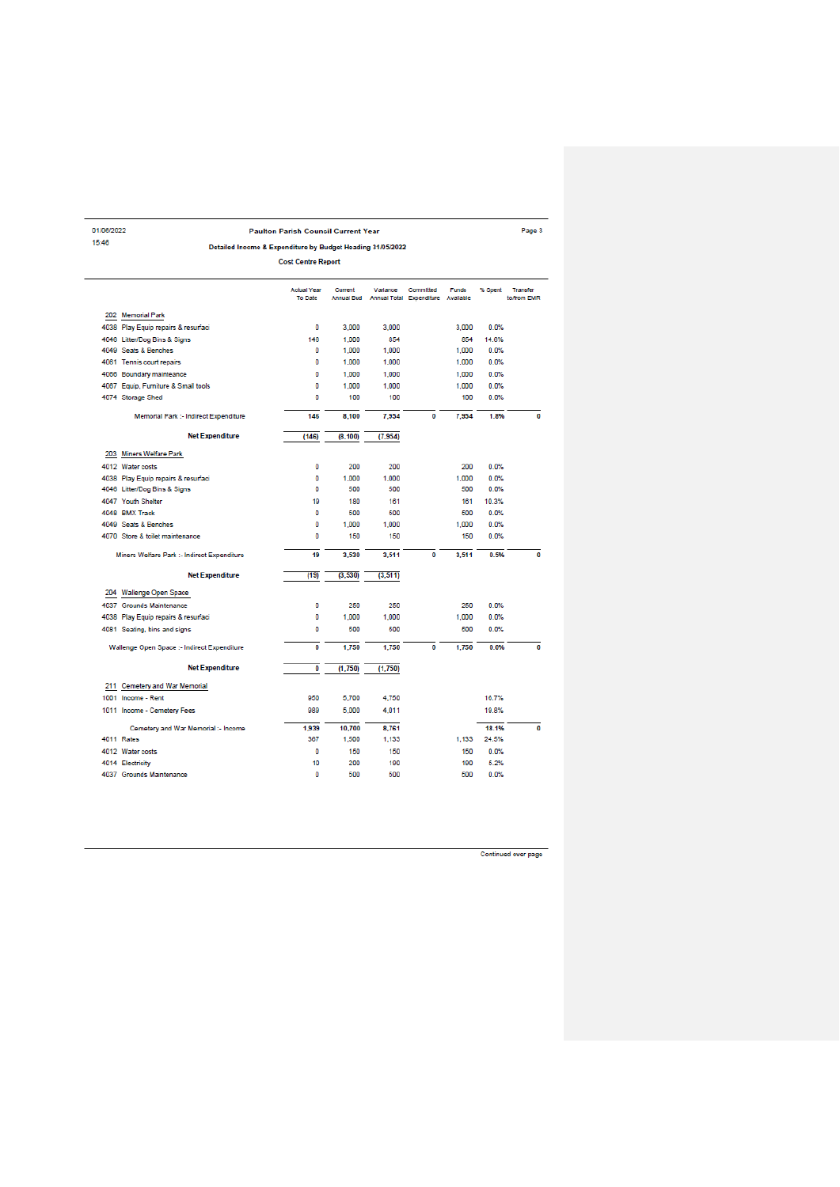01/06/2022
15:46

**Paulton Parish Council Current Year**

**Detailed Income & Expenditure by Budget Heading 31/05/2022**

**Cost Centre Report**

| | | Actual Year To Date | Current Annual Bud | Variance Annual Total | Committed Expenditure | Funds Available | % Spent | Transfer to/from EMR |
|---|---|---|---|---|---|---|---|---|
| **202** | **Memorial Park** | | | | | | | |
| 4038 | Play Equip repairs & resurfaci | 0 | 3,000 | 3,000 | | 3,000 | 0.0% | |
| 4046 | Litter/Dog Bins & Signs | 146 | 1,000 | 854 | | 854 | 14.6% | |
| 4049 | Seats & Benches | 0 | 1,000 | 1,000 | | 1,000 | 0.0% | |
| 4061 | Tennis court repairs | 0 | 1,000 | 1,000 | | 1,000 | 0.0% | |
| 4066 | Boundary mainteance | 0 | 1,000 | 1,000 | | 1,000 | 0.0% | |
| 4067 | Equip, Furniture & Small tools | 0 | 1,000 | 1,000 | | 1,000 | 0.0% | |
| 4074 | Storage Shed | 0 | 100 | 100 | | 100 | 0.0% | |
| | Memorial Park :- Indirect Expenditure | 146 | 8,100 | 7,954 | 0 | 7,954 | 1.8% | 0 |
| | **Net Expenditure** | (146) | (8,100) | (7,954) | | | | |
| **203** | **Miners Welfare Park** | | | | | | | |
| 4012 | Water costs | 0 | 200 | 200 | | 200 | 0.0% | |
| 4038 | Play Equip repairs & resurfaci | 0 | 1,000 | 1,000 | | 1,000 | 0.0% | |
| 4046 | Litter/Dog Bins & Signs | 0 | 500 | 500 | | 500 | 0.0% | |
| 4047 | Youth Shelter | 19 | 180 | 161 | | 161 | 10.3% | |
| 4048 | BMX Track | 0 | 500 | 500 | | 500 | 0.0% | |
| 4049 | Seats & Benches | 0 | 1,000 | 1,000 | | 1,000 | 0.0% | |
| 4070 | Store & toilet maintenance | 0 | 150 | 150 | | 150 | 0.0% | |
| | Miners Welfare Park :- Indirect Expenditure | 19 | 3,530 | 3,511 | 0 | 3,511 | 0.5% | 0 |
| | **Net Expenditure** | (19) | (3,530) | (3,511) | | | | |
| **204** | **Wallenge Open Space** | | | | | | | |
| 4037 | Grounds Maintenance | 0 | 250 | 250 | | 250 | 0.0% | |
| 4038 | Play Equip repairs & resurfaci | 0 | 1,000 | 1,000 | | 1,000 | 0.0% | |
| 4081 | Seating, bins and signs | 0 | 500 | 500 | | 500 | 0.0% | |
| | Wallenge Open Space :- Indirect Expenditure | 0 | 1,750 | 1,750 | 0 | 1,750 | 0.0% | 0 |
| | **Net Expenditure** | 0 | (1,750) | (1,750) | | | | |
| **211** | **Cemetery and War Memorial** | | | | | | | |
| 1001 | Income - Rent | 950 | 5,700 | 4,750 | | | 16.7% | |
| 1011 | Income - Cemetery Fees | 989 | 5,000 | 4,011 | | | 19.8% | |
| | Cemetery and War Memorial :- Income | 1,939 | 10,700 | 8,761 | | | 18.1% | 0 |
| 4011 | Rates | 367 | 1,500 | 1,133 | | 1,133 | 24.5% | |
| 4012 | Water costs | 0 | 150 | 150 | | 150 | 0.0% | |
| 4014 | Electricity | 10 | 200 | 190 | | 190 | 5.2% | |
| 4037 | Grounds Maintenance | 0 | 500 | 500 | | 500 | 0.0% | |

Continued over page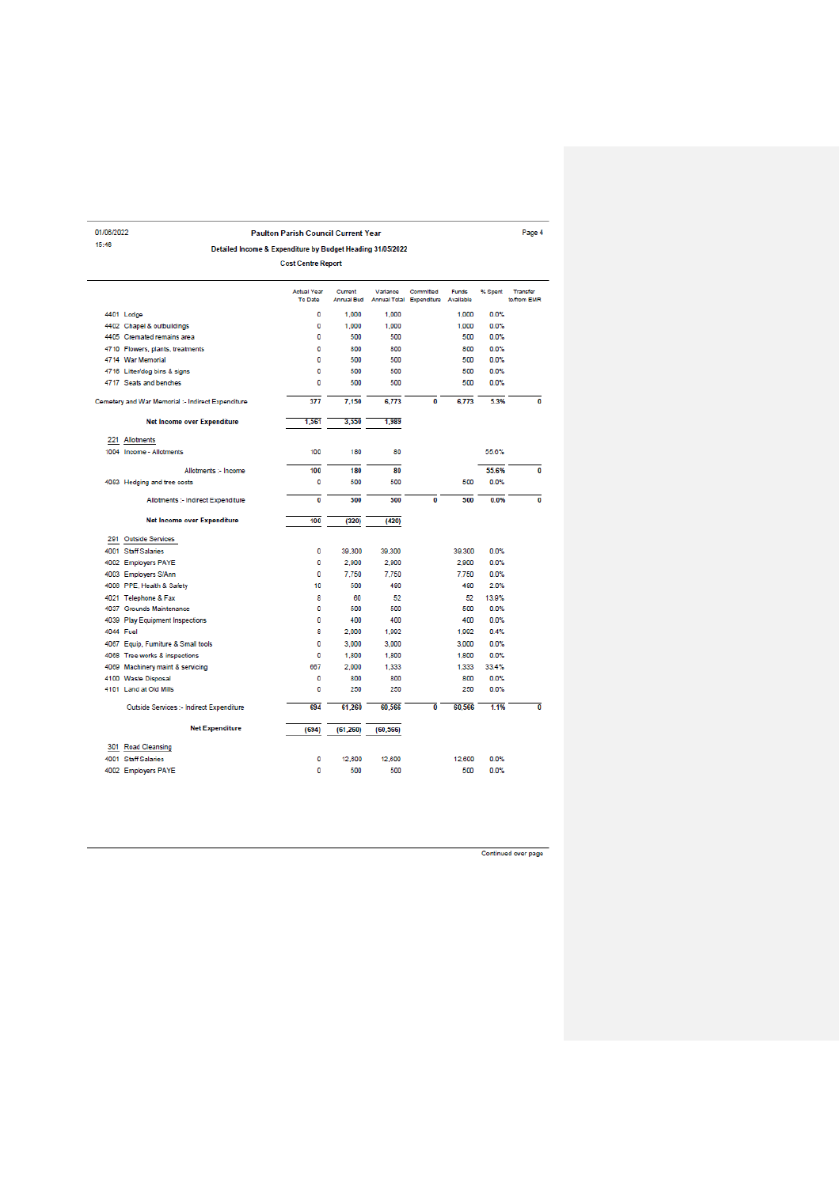Paulton Parish Council Current Year

Detailed Income & Expenditure by Budget Heading 31/05/2022

Cost Centre Report

| | Actual Year To Date | Current Annual Bud | Variance Annual Total | Committed Expenditure | Funds Available | % Spent | Transfer to/from EMR |
|---|---|---|---|---|---|---|---|
| 4401 Lodge | 0 | 1,000 | 1,000 | | 1,000 | 0.0% | |
| 4402 Chapel & outbuildings | 0 | 1,000 | 1,000 | | 1,000 | 0.0% | |
| 4405 Cremated remains area | 0 | 500 | 500 | | 500 | 0.0% | |
| 4710 Flowers, plants, treatments | 0 | 800 | 800 | | 800 | 0.0% | |
| 4714 War Memorial | 0 | 500 | 500 | | 500 | 0.0% | |
| 4716 Litter/dog bins & signs | 0 | 500 | 500 | | 500 | 0.0% | |
| 4717 Seats and benches | 0 | 500 | 500 | | 500 | 0.0% | |
| Cemetery and War Memorial :- Indirect Expenditure | 377 | 7,150 | 6,773 | 0 | 6,773 | 5.3% | 0 |
| **Net Income over Expenditure** | 1,561 | 3,550 | 1,989 | | | | |
| 221 Allotments | | | | | | | |
| 1004 Income - Allotments | 100 | 180 | 80 | | | 55.6% | |
| Allotments :- Income | 100 | 180 | 80 | | | 55.6% | 0 |
| 4063 Hedging and tree costs | 0 | 500 | 500 | | 500 | 0.0% | |
| Allotments :- Indirect Expenditure | 0 | 500 | 500 | 0 | 500 | 0.0% | 0 |
| **Net Income over Expenditure** | 100 | (320) | (420) | | | | |
| 281 Outside Services | | | | | | | |
| 4001 Staff Salaries | 0 | 39,300 | 39,300 | | 39,300 | 0.0% | |
| 4002 Employers PAYE | 0 | 2,900 | 2,900 | | 2,900 | 0.0% | |
| 4003 Employers S/Ann | 0 | 7,750 | 7,750 | | 7,750 | 0.0% | |
| 4008 PPE, Health & Safety | 10 | 500 | 490 | | 490 | 2.0% | |
| 4021 Telephone & Fax | 8 | 60 | 52 | | 52 | 13.9% | |
| 4037 Grounds Maintenance | 0 | 500 | 500 | | 500 | 0.0% | |
| 4039 Play Equipment Inspections | 0 | 400 | 400 | | 400 | 0.0% | |
| 4044 Fuel | 8 | 2,000 | 1,992 | | 1,992 | 0.4% | |
| 4067 Equip, Furniture & Small tools | 0 | 3,000 | 3,000 | | 3,000 | 0.0% | |
| 4068 Tree works & inspections | 0 | 1,800 | 1,800 | | 1,800 | 0.0% | |
| 4069 Machinery maint & servicing | 667 | 2,000 | 1,333 | | 1,333 | 33.4% | |
| 4100 Waste Disposal | 0 | 800 | 800 | | 800 | 0.0% | |
| 4101 Land at Old Mills | 0 | 250 | 250 | | 250 | 0.0% | |
| Outside Services :- Indirect Expenditure | 694 | 61,260 | 60,566 | 0 | 60,566 | 1.1% | 0 |
| **Net Expenditure** | (694) | (61,260) | (60,566) | | | | |
| 301 Road Cleansing | | | | | | | |
| 4001 Staff Salaries | 0 | 12,600 | 12,600 | | 12,600 | 0.0% | |
| 4002 Employers PAYE | 0 | 500 | 500 | | 500 | 0.0% | |

Continued over page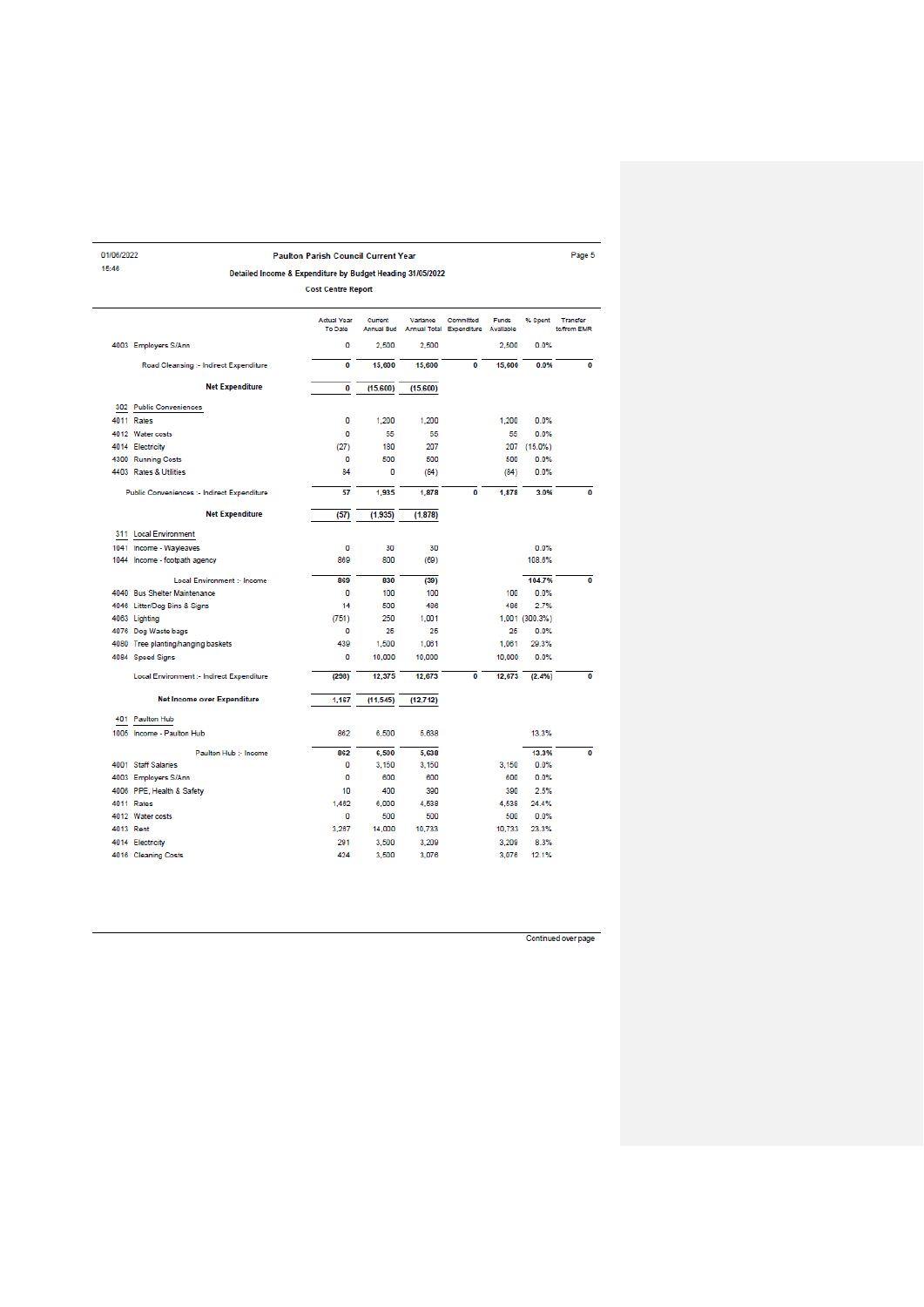01/06/2022
15:46

**Paulton Parish Council Current Year**

**Detailed Income & Expenditure by Budget Heading 31/05/2022**

**Cost Centre Report**

| | | Actual Year To Date | Current Annual Bud | Variance Annual Total | Committed Expenditure | Funds Available | % Spent | Transfer to/from EMR |
|---|---|---|---|---|---|---|---|---|
| 4003 | Employers S/Ann | 0 | 2,500 | 2,500 | | 2,500 | 0.0% | |
| | Road Cleansing :- Indirect Expenditure | 0 | 15,600 | 15,600 | 0 | 15,600 | 0.0% | 0 |
| | **Net Expenditure** | 0 | (15,600) | (15,600) | | | | |
| **302** | **Public Conveniences** | | | | | | | |
| 4011 | Rates | 0 | 1,200 | 1,200 | | 1,200 | 0.0% | |
| 4012 | Water costs | 0 | 55 | 55 | | 55 | 0.0% | |
| 4014 | Electricity | (27) | 180 | 207 | | 207 | (15.0%) | |
| 4300 | Running Costs | 0 | 500 | 500 | | 500 | 0.0% | |
| 4403 | Rates & Utlities | 84 | 0 | (84) | | (84) | 0.0% | |
| | Public Conveniences :- Indirect Expenditure | 57 | 1,935 | 1,878 | 0 | 1,878 | 3.0% | 0 |
| | **Net Expenditure** | (57) | (1,935) | (1,878) | | | | |
| **311** | **Local Environment** | | | | | | | |
| 1041 | Income - Wayleaves | 0 | 30 | 30 | | | 0.0% | |
| 1044 | Income - footpath agency | 869 | 800 | (69) | | | 108.6% | |
| | Local Environment :- Income | 869 | 830 | (39) | | | 104.7% | 0 |
| 4040 | Bus Shelter Maintenance | 0 | 100 | 100 | | 100 | 0.0% | |
| 4046 | Litter/Dog Bins & Signs | 14 | 500 | 486 | | 486 | 2.7% | |
| 4063 | Lighting | (751) | 250 | 1,001 | | 1,001 | (300.3%) | |
| 4076 | Dog Waste bags | 0 | 25 | 25 | | 25 | 0.0% | |
| 4080 | Tree planting/hanging baskets | 439 | 1,500 | 1,061 | | 1,061 | 29.3% | |
| 4084 | Speed Signs | 0 | 10,000 | 10,000 | | 10,000 | 0.0% | |
| | Local Environment :- Indirect Expenditure | (298) | 12,375 | 12,673 | 0 | 12,673 | (2.4%) | 0 |
| | **Net Income over Expenditure** | 1,167 | (11,545) | (12,712) | | | | |
| **401** | **Paulton Hub** | | | | | | | |
| 1005 | Income - Paulton Hub | 862 | 6,500 | 5,638 | | | 13.3% | |
| | Paulton Hub :- Income | 862 | 6,500 | 5,638 | | | 13.3% | 0 |
| 4001 | Staff Salaries | 0 | 3,150 | 3,150 | | 3,150 | 0.0% | |
| 4003 | Employers S/Ann | 0 | 600 | 600 | | 600 | 0.0% | |
| 4006 | PPE, Health & Safety | 10 | 400 | 390 | | 390 | 2.5% | |
| 4011 | Rates | 1,462 | 6,000 | 4,538 | | 4,538 | 24.4% | |
| 4012 | Water costs | 0 | 500 | 500 | | 500 | 0.0% | |
| 4013 | Rent | 3,267 | 14,000 | 10,733 | | 10,733 | 23.3% | |
| 4014 | Electricity | 291 | 3,500 | 3,209 | | 3,209 | 8.3% | |
| 4016 | Cleaning Costs | 424 | 3,500 | 3,076 | | 3,076 | 12.1% | |

Continued over page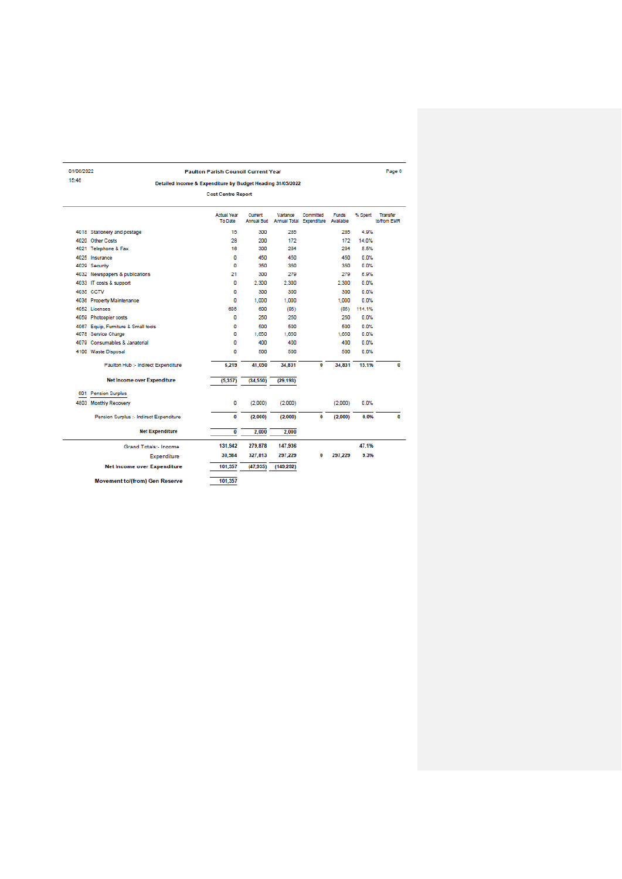01/06/2022 Paulton Parish Council Current Year

15:46

**Detailed Income & Expenditure by Budget Heading 31/03/2022**

**Cost Centre Report**

| | | Actual Year To Date | Current Annual Bud | Variance Annual Total | Committed Expenditure | Funds Available | % Spent | Transfer to/from EMR |
|---|---|---|---|---|---|---|---|---|
| 4018 | Stationery and postage | 15 | 300 | 285 | | 285 | 4.9% | |
| 4020 | Other Costs | 28 | 200 | 172 | | 172 | 14.0% | |
| 4021 | Telephone & Fax | 16 | 300 | 284 | | 284 | 5.5% | |
| 4025 | Insurance | 0 | 450 | 450 | | 450 | 0.0% | |
| 4029 | Security | 0 | 350 | 350 | | 350 | 0.0% | |
| 4032 | Newspapers & publications | 21 | 300 | 279 | | 279 | 6.9% | |
| 4033 | IT costs & support | 0 | 2,300 | 2,300 | | 2,300 | 0.0% | |
| 4035 | CCTV | 0 | 300 | 300 | | 300 | 0.0% | |
| 4036 | Property Maintenance | 0 | 1,000 | 1,000 | | 1,000 | 0.0% | |
| 4052 | Licenses | 685 | 600 | (85) | | (85) | 114.1% | |
| 4059 | Photcopier costs | 0 | 250 | 250 | | 250 | 0.0% | |
| 4067 | Equip, Furniture & Small tools | 0 | 500 | 500 | | 500 | 0.0% | |
| 4078 | Service Charge | 0 | 1,050 | 1,050 | | 1,050 | 0.0% | |
| 4079 | Consumables & Janaterial | 0 | 400 | 400 | | 400 | 0.0% | |
| 4100 | Waste Disposal | 0 | 500 | 500 | | 500 | 0.0% | |
| | Paulton Hub :- Indirect Expenditure | 6,219 | 41,050 | 34,831 | 0 | 34,831 | 15.1% | 0 |
| | **Net Income over Expenditure** | (5,357) | (34,550) | (29,193) | | | | |
| 601 | Pension Surplus | | | | | | | |
| 4803 | Monthly Recovery | 0 | (2,000) | (2,000) | | (2,000) | 0.0% | |
| | Pension Surplus :- Indirect Expenditure | 0 | (2,000) | (2,000) | 0 | (2,000) | 0.0% | 0 |
| | **Net Expenditure** | 0 | 2,000 | 2,000 | | | | |
| | Grand Totals:- Income | 131,942 | 279,878 | 147,936 | | | 47.1% | |
| | Expenditure | 30,584 | 327,813 | 297,229 | 0 | 297,229 | 9.3% | |
| | **Net Income over Expenditure** | 101,357 | (47,935) | (149,292) | | | | |
| | **Movement to/(from) Gen Reserve** | 101,357 | | | | | | |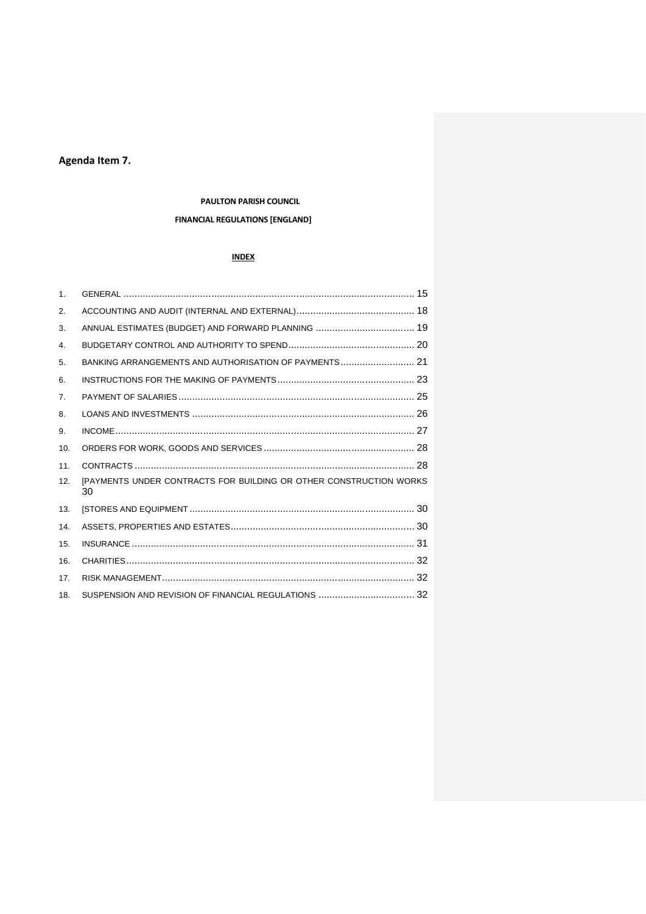**Agenda Item 7.**

**PAULTON PARISH COUNCIL**

**FINANCIAL REGULATIONS [ENGLAND]**

**INDEX**

1. GENERAL .......... 15
2. ACCOUNTING AND AUDIT (INTERNAL AND EXTERNAL) .......... 18
3. ANNUAL ESTIMATES (BUDGET) AND FORWARD PLANNING .......... 19
4. BUDGETARY CONTROL AND AUTHORITY TO SPEND .......... 20
5. BANKING ARRANGEMENTS AND AUTHORISATION OF PAYMENTS .......... 21
6. INSTRUCTIONS FOR THE MAKING OF PAYMENTS .......... 23
7. PAYMENT OF SALARIES .......... 25
8. LOANS AND INVESTMENTS .......... 26
9. INCOME .......... 27
10. ORDERS FOR WORK, GOODS AND SERVICES .......... 28
11. CONTRACTS .......... 28
12. [PAYMENTS UNDER CONTRACTS FOR BUILDING OR OTHER CONSTRUCTION WORKS 30
13. [STORES AND EQUIPMENT .......... 30
14. ASSETS, PROPERTIES AND ESTATES .......... 30
15. INSURANCE .......... 31
16. CHARITIES .......... 32
17. RISK MANAGEMENT .......... 32
18. SUSPENSION AND REVISION OF FINANCIAL REGULATIONS .......... 32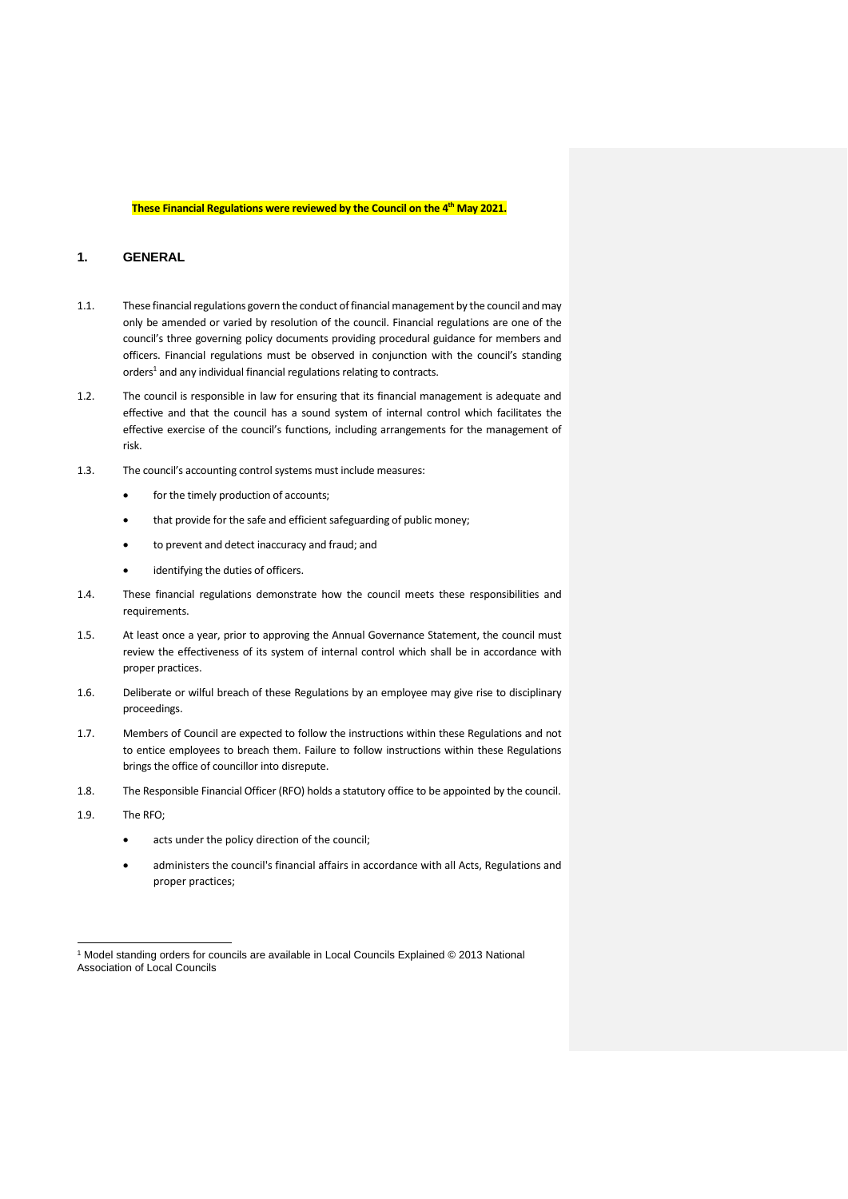**These Financial Regulations were reviewed by the Council on the 4th May 2021.**

## 1. GENERAL

1.1. These financial regulations govern the conduct of financial management by the council and may only be amended or varied by resolution of the council. Financial regulations are one of the council's three governing policy documents providing procedural guidance for members and officers. Financial regulations must be observed in conjunction with the council's standing orders[1] and any individual financial regulations relating to contracts.

1.2. The council is responsible in law for ensuring that its financial management is adequate and effective and that the council has a sound system of internal control which facilitates the effective exercise of the council's functions, including arrangements for the management of risk.

1.3. The council's accounting control systems must include measures:

- for the timely production of accounts;
- that provide for the safe and efficient safeguarding of public money;
- to prevent and detect inaccuracy and fraud; and
- identifying the duties of officers.

1.4. These financial regulations demonstrate how the council meets these responsibilities and requirements.

1.5. At least once a year, prior to approving the Annual Governance Statement, the council must review the effectiveness of its system of internal control which shall be in accordance with proper practices.

1.6. Deliberate or wilful breach of these Regulations by an employee may give rise to disciplinary proceedings.

1.7. Members of Council are expected to follow the instructions within these Regulations and not to entice employees to breach them. Failure to follow instructions within these Regulations brings the office of councillor into disrepute.

1.8. The Responsible Financial Officer (RFO) holds a statutory office to be appointed by the council.

1.9. The RFO;

- acts under the policy direction of the council;
- administers the council's financial affairs in accordance with all Acts, Regulations and proper practices;

[1] Model standing orders for councils are available in Local Councils Explained © 2013 National Association of Local Councils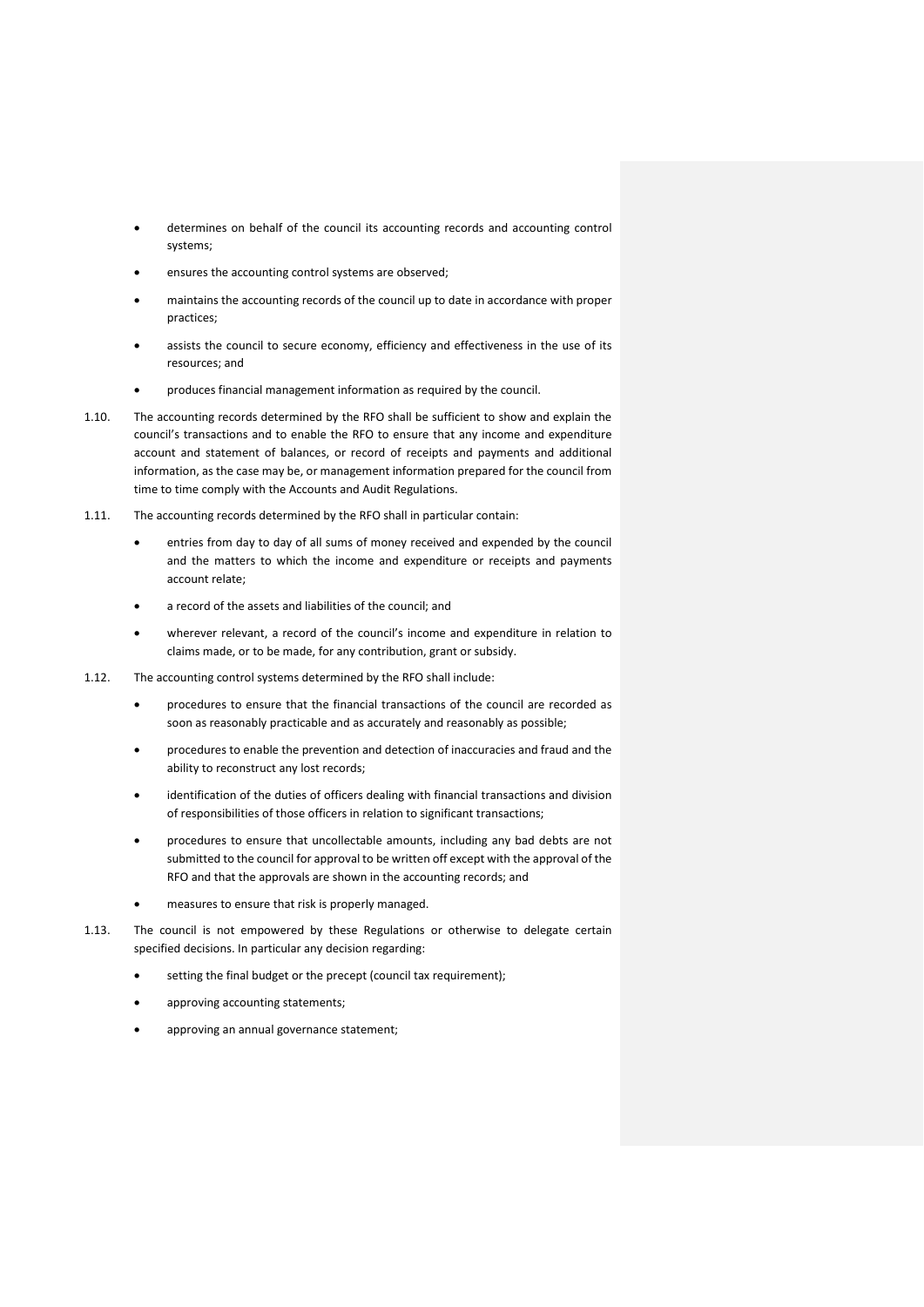- determines on behalf of the council its accounting records and accounting control systems;
- ensures the accounting control systems are observed;
- maintains the accounting records of the council up to date in accordance with proper practices;
- assists the council to secure economy, efficiency and effectiveness in the use of its resources; and
- produces financial management information as required by the council.

1.10. The accounting records determined by the RFO shall be sufficient to show and explain the council's transactions and to enable the RFO to ensure that any income and expenditure account and statement of balances, or record of receipts and payments and additional information, as the case may be, or management information prepared for the council from time to time comply with the Accounts and Audit Regulations.

1.11. The accounting records determined by the RFO shall in particular contain:

- entries from day to day of all sums of money received and expended by the council and the matters to which the income and expenditure or receipts and payments account relate;
- a record of the assets and liabilities of the council; and
- wherever relevant, a record of the council's income and expenditure in relation to claims made, or to be made, for any contribution, grant or subsidy.

1.12. The accounting control systems determined by the RFO shall include:

- procedures to ensure that the financial transactions of the council are recorded as soon as reasonably practicable and as accurately and reasonably as possible;
- procedures to enable the prevention and detection of inaccuracies and fraud and the ability to reconstruct any lost records;
- identification of the duties of officers dealing with financial transactions and division of responsibilities of those officers in relation to significant transactions;
- procedures to ensure that uncollectable amounts, including any bad debts are not submitted to the council for approval to be written off except with the approval of the RFO and that the approvals are shown in the accounting records; and
- measures to ensure that risk is properly managed.

1.13. The council is not empowered by these Regulations or otherwise to delegate certain specified decisions. In particular any decision regarding:

- setting the final budget or the precept (council tax requirement);
- approving accounting statements;
- approving an annual governance statement;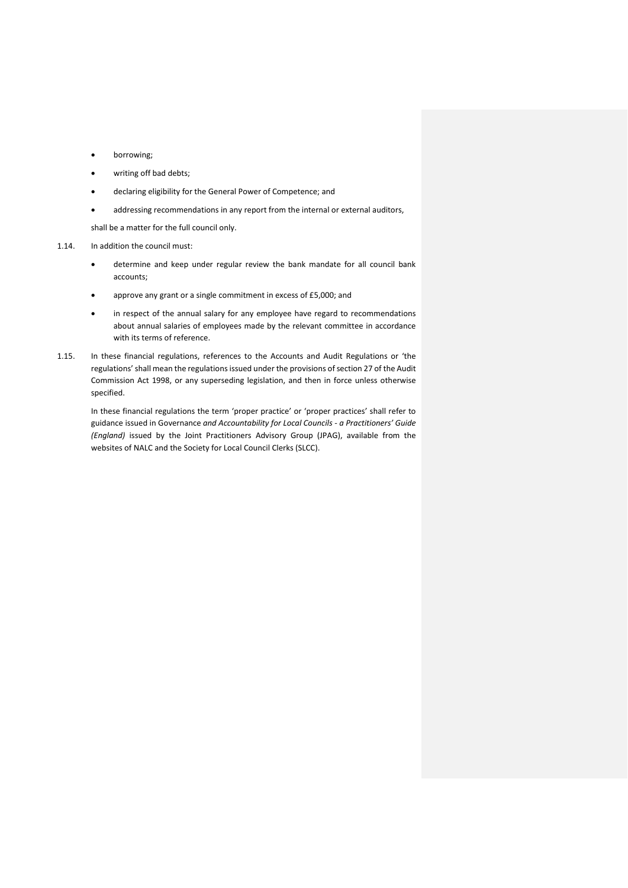- borrowing;
- writing off bad debts;
- declaring eligibility for the General Power of Competence; and
- addressing recommendations in any report from the internal or external auditors,

shall be a matter for the full council only.

1.14. In addition the council must:

- determine and keep under regular review the bank mandate for all council bank accounts;
- approve any grant or a single commitment in excess of £5,000; and
- in respect of the annual salary for any employee have regard to recommendations about annual salaries of employees made by the relevant committee in accordance with its terms of reference.

1.15. In these financial regulations, references to the Accounts and Audit Regulations or 'the regulations' shall mean the regulations issued under the provisions of section 27 of the Audit Commission Act 1998, or any superseding legislation, and then in force unless otherwise specified.

In these financial regulations the term 'proper practice' or 'proper practices' shall refer to guidance issued in Governance *and Accountability for Local Councils - a Practitioners' Guide (England)* issued by the Joint Practitioners Advisory Group (JPAG), available from the websites of NALC and the Society for Local Council Clerks (SLCC).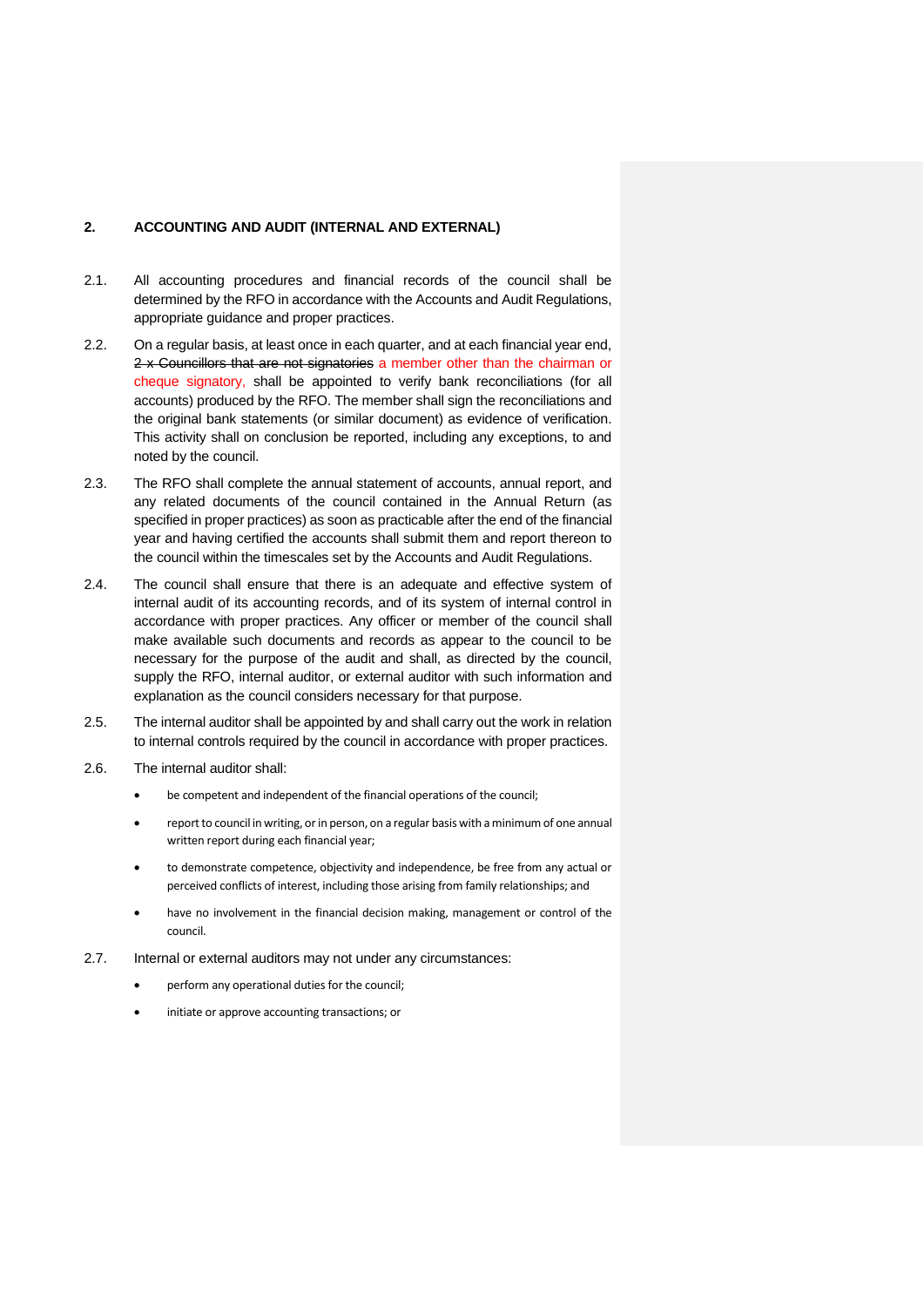## 2. ACCOUNTING AND AUDIT (INTERNAL AND EXTERNAL)

2.1. All accounting procedures and financial records of the council shall be determined by the RFO in accordance with the Accounts and Audit Regulations, appropriate guidance and proper practices.

2.2. On a regular basis, at least once in each quarter, and at each financial year end, ~~2 x Councillors that are not signatories~~ a member other than the chairman or cheque signatory, shall be appointed to verify bank reconciliations (for all accounts) produced by the RFO. The member shall sign the reconciliations and the original bank statements (or similar document) as evidence of verification. This activity shall on conclusion be reported, including any exceptions, to and noted by the council.

2.3. The RFO shall complete the annual statement of accounts, annual report, and any related documents of the council contained in the Annual Return (as specified in proper practices) as soon as practicable after the end of the financial year and having certified the accounts shall submit them and report thereon to the council within the timescales set by the Accounts and Audit Regulations.

2.4. The council shall ensure that there is an adequate and effective system of internal audit of its accounting records, and of its system of internal control in accordance with proper practices. Any officer or member of the council shall make available such documents and records as appear to the council to be necessary for the purpose of the audit and shall, as directed by the council, supply the RFO, internal auditor, or external auditor with such information and explanation as the council considers necessary for that purpose.

2.5. The internal auditor shall be appointed by and shall carry out the work in relation to internal controls required by the council in accordance with proper practices.

2.6. The internal auditor shall:

- be competent and independent of the financial operations of the council;
- report to council in writing, or in person, on a regular basis with a minimum of one annual written report during each financial year;
- to demonstrate competence, objectivity and independence, be free from any actual or perceived conflicts of interest, including those arising from family relationships; and
- have no involvement in the financial decision making, management or control of the council.

2.7. Internal or external auditors may not under any circumstances:

- perform any operational duties for the council;
- initiate or approve accounting transactions; or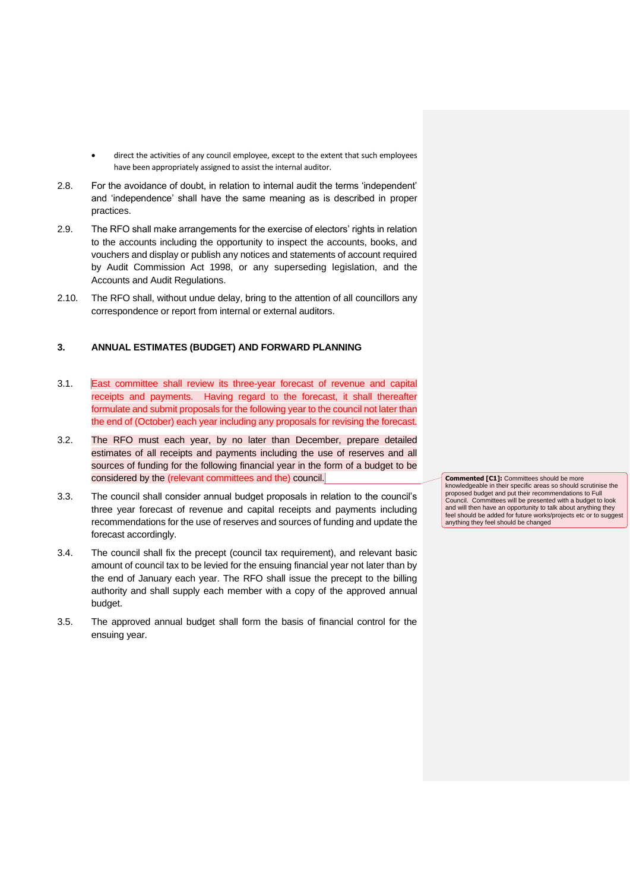- direct the activities of any council employee, except to the extent that such employees have been appropriately assigned to assist the internal auditor.

2.8. For the avoidance of doubt, in relation to internal audit the terms 'independent' and 'independence' shall have the same meaning as is described in proper practices.

2.9. The RFO shall make arrangements for the exercise of electors' rights in relation to the accounts including the opportunity to inspect the accounts, books, and vouchers and display or publish any notices and statements of account required by Audit Commission Act 1998, or any superseding legislation, and the Accounts and Audit Regulations.

2.10. The RFO shall, without undue delay, bring to the attention of all councillors any correspondence or report from internal or external auditors.

## 3. ANNUAL ESTIMATES (BUDGET) AND FORWARD PLANNING

3.1. East committee shall review its three-year forecast of revenue and capital receipts and payments. Having regard to the forecast, it shall thereafter formulate and submit proposals for the following year to the council not later than the end of (October) each year including any proposals for revising the forecast.

3.2. The RFO must each year, by no later than December, prepare detailed estimates of all receipts and payments including the use of reserves and all sources of funding for the following financial year in the form of a budget to be considered by the (relevant committees and the) council.

> **Commented [C1]:** Committees should be more knowledgeable in their specific areas so should scrutinise the proposed budget and put their recommendations to Full Council. Committees will be presented with a budget to look and will then have an opportunity to talk about anything they feel should be added for future works/projects etc or to suggest anything they feel should be changed

3.3. The council shall consider annual budget proposals in relation to the council's three year forecast of revenue and capital receipts and payments including recommendations for the use of reserves and sources of funding and update the forecast accordingly.

3.4. The council shall fix the precept (council tax requirement), and relevant basic amount of council tax to be levied for the ensuing financial year not later than by the end of January each year. The RFO shall issue the precept to the billing authority and shall supply each member with a copy of the approved annual budget.

3.5. The approved annual budget shall form the basis of financial control for the ensuing year.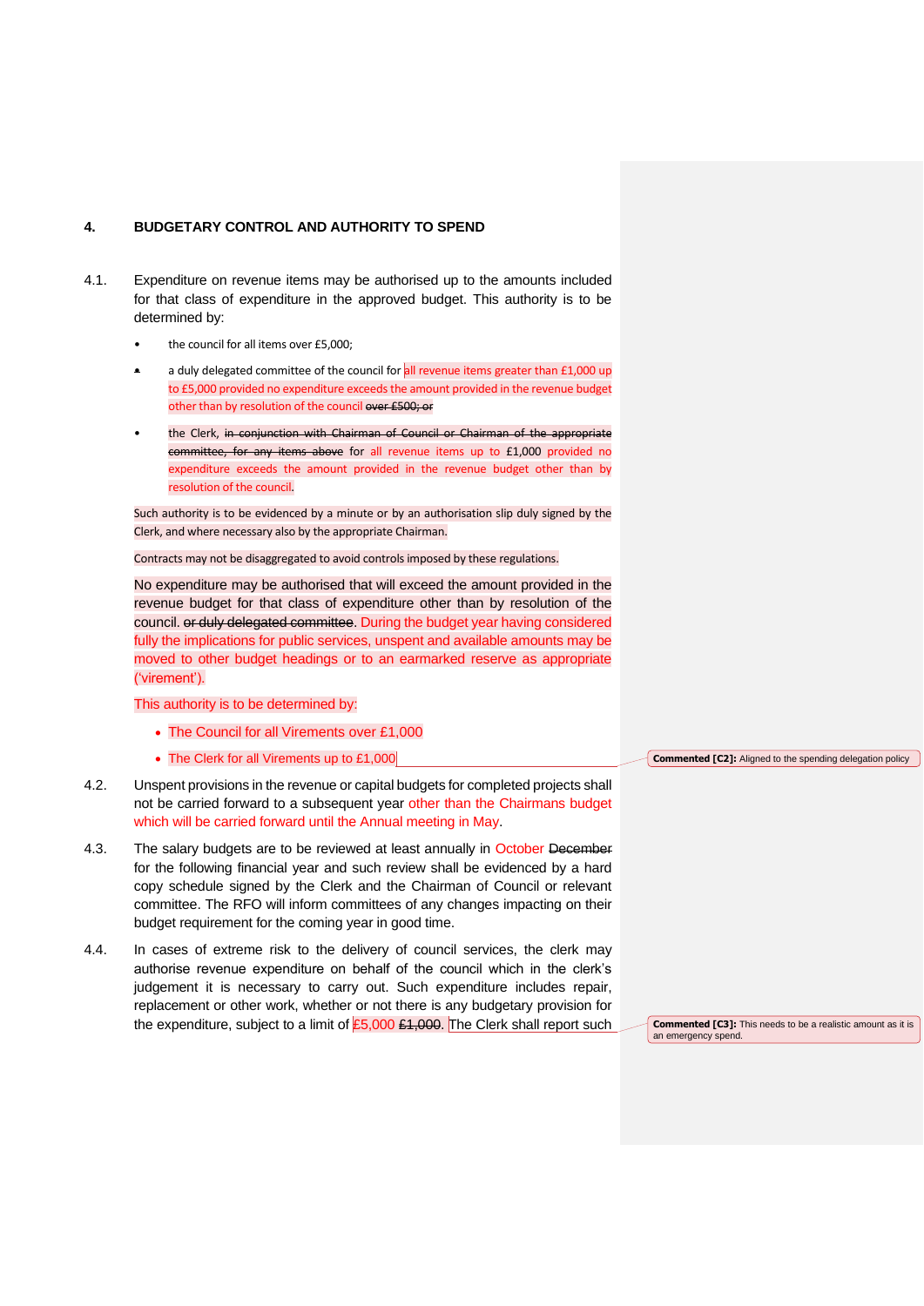## 4. BUDGETARY CONTROL AND AUTHORITY TO SPEND

4.1. Expenditure on revenue items may be authorised up to the amounts included for that class of expenditure in the approved budget. This authority is to be determined by:

- the council for all items over £5,000;
- a duly delegated committee of the council for all revenue items greater than £1,000 up to £5,000 provided no expenditure exceeds the amount provided in the revenue budget other than by resolution of the council ~~over £500; or~~
- the Clerk, ~~in conjunction with Chairman of Council or Chairman of the appropriate committee, for any items above~~ for all revenue items up to £1,000 provided no expenditure exceeds the amount provided in the revenue budget other than by resolution of the council.

Such authority is to be evidenced by a minute or by an authorisation slip duly signed by the Clerk, and where necessary also by the appropriate Chairman.

Contracts may not be disaggregated to avoid controls imposed by these regulations.

No expenditure may be authorised that will exceed the amount provided in the revenue budget for that class of expenditure other than by resolution of the council. ~~or duly delegated committee~~. During the budget year having considered fully the implications for public services, unspent and available amounts may be moved to other budget headings or to an earmarked reserve as appropriate ('virement').

This authority is to be determined by:

- The Council for all Virements over £1,000
- The Clerk for all Virements up to £1,000

Commented [C2]: Aligned to the spending delegation policy

4.2. Unspent provisions in the revenue or capital budgets for completed projects shall not be carried forward to a subsequent year other than the Chairmans budget which will be carried forward until the Annual meeting in May.

4.3. The salary budgets are to be reviewed at least annually in October ~~December~~ for the following financial year and such review shall be evidenced by a hard copy schedule signed by the Clerk and the Chairman of Council or relevant committee. The RFO will inform committees of any changes impacting on their budget requirement for the coming year in good time.

4.4. In cases of extreme risk to the delivery of council services, the clerk may authorise revenue expenditure on behalf of the council which in the clerk's judgement it is necessary to carry out. Such expenditure includes repair, replacement or other work, whether or not there is any budgetary provision for the expenditure, subject to a limit of £5,000 ~~£1,000~~. The Clerk shall report such

Commented [C3]: This needs to be a realistic amount as it is an emergency spend.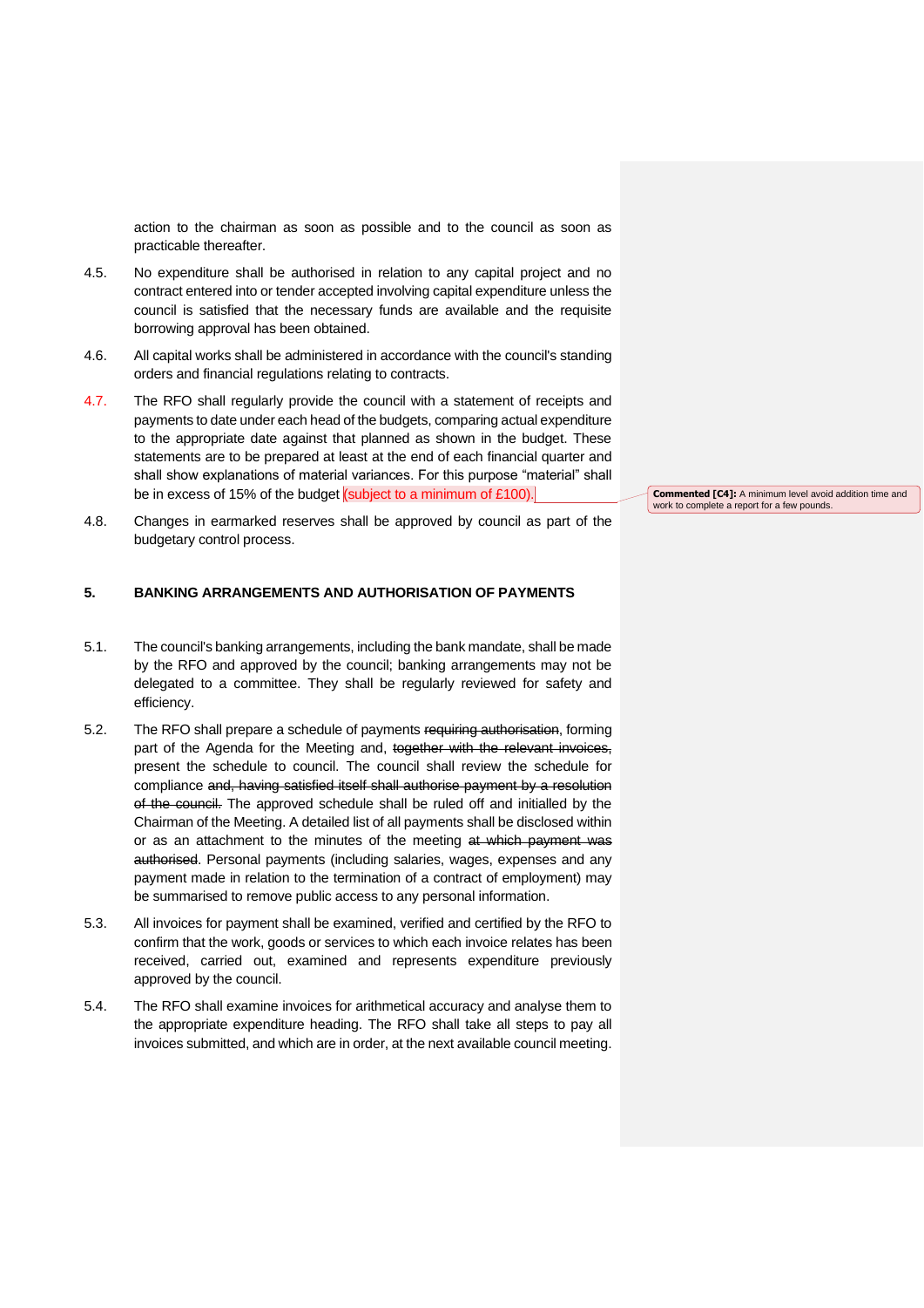action to the chairman as soon as possible and to the council as soon as practicable thereafter.

4.5. No expenditure shall be authorised in relation to any capital project and no contract entered into or tender accepted involving capital expenditure unless the council is satisfied that the necessary funds are available and the requisite borrowing approval has been obtained.

4.6. All capital works shall be administered in accordance with the council's standing orders and financial regulations relating to contracts.

4.7. The RFO shall regularly provide the council with a statement of receipts and payments to date under each head of the budgets, comparing actual expenditure to the appropriate date against that planned as shown in the budget. These statements are to be prepared at least at the end of each financial quarter and shall show explanations of material variances. For this purpose "material" shall be in excess of 15% of the budget (subject to a minimum of £100).

**Commented [C4]:** A minimum level avoid addition time and work to complete a report for a few pounds.

4.8. Changes in earmarked reserves shall be approved by council as part of the budgetary control process.

## 5. BANKING ARRANGEMENTS AND AUTHORISATION OF PAYMENTS

5.1. The council's banking arrangements, including the bank mandate, shall be made by the RFO and approved by the council; banking arrangements may not be delegated to a committee. They shall be regularly reviewed for safety and efficiency.

5.2. The RFO shall prepare a schedule of payments ~~requiring authorisation~~, forming part of the Agenda for the Meeting and, ~~together with the relevant invoices,~~ present the schedule to council. The council shall review the schedule for compliance ~~and, having satisfied itself shall authorise payment by a resolution of the council.~~ The approved schedule shall be ruled off and initialled by the Chairman of the Meeting. A detailed list of all payments shall be disclosed within or as an attachment to the minutes of the meeting ~~at which payment was authorised~~. Personal payments (including salaries, wages, expenses and any payment made in relation to the termination of a contract of employment) may be summarised to remove public access to any personal information.

5.3. All invoices for payment shall be examined, verified and certified by the RFO to confirm that the work, goods or services to which each invoice relates has been received, carried out, examined and represents expenditure previously approved by the council.

5.4. The RFO shall examine invoices for arithmetical accuracy and analyse them to the appropriate expenditure heading. The RFO shall take all steps to pay all invoices submitted, and which are in order, at the next available council meeting.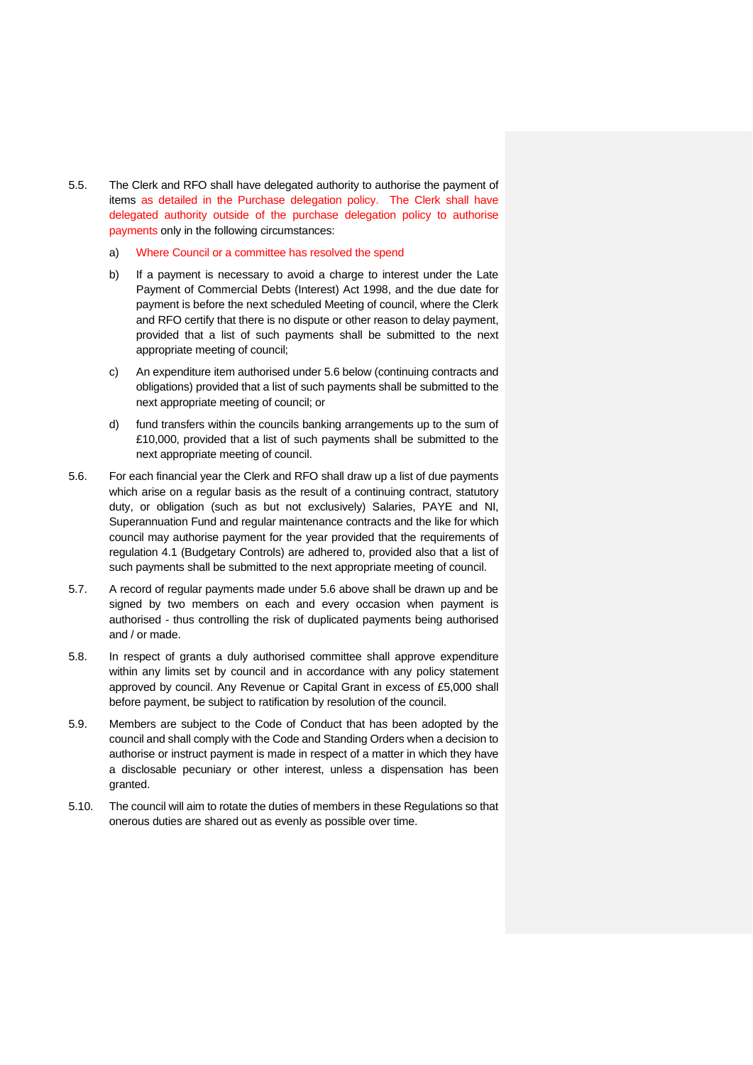5.5. The Clerk and RFO shall have delegated authority to authorise the payment of items as detailed in the Purchase delegation policy. The Clerk shall have delegated authority outside of the purchase delegation policy to authorise payments only in the following circumstances:

a) Where Council or a committee has resolved the spend

b) If a payment is necessary to avoid a charge to interest under the Late Payment of Commercial Debts (Interest) Act 1998, and the due date for payment is before the next scheduled Meeting of council, where the Clerk and RFO certify that there is no dispute or other reason to delay payment, provided that a list of such payments shall be submitted to the next appropriate meeting of council;

c) An expenditure item authorised under 5.6 below (continuing contracts and obligations) provided that a list of such payments shall be submitted to the next appropriate meeting of council; or

d) fund transfers within the councils banking arrangements up to the sum of £10,000, provided that a list of such payments shall be submitted to the next appropriate meeting of council.

5.6. For each financial year the Clerk and RFO shall draw up a list of due payments which arise on a regular basis as the result of a continuing contract, statutory duty, or obligation (such as but not exclusively) Salaries, PAYE and NI, Superannuation Fund and regular maintenance contracts and the like for which council may authorise payment for the year provided that the requirements of regulation 4.1 (Budgetary Controls) are adhered to, provided also that a list of such payments shall be submitted to the next appropriate meeting of council.

5.7. A record of regular payments made under 5.6 above shall be drawn up and be signed by two members on each and every occasion when payment is authorised - thus controlling the risk of duplicated payments being authorised and / or made.

5.8. In respect of grants a duly authorised committee shall approve expenditure within any limits set by council and in accordance with any policy statement approved by council. Any Revenue or Capital Grant in excess of £5,000 shall before payment, be subject to ratification by resolution of the council.

5.9. Members are subject to the Code of Conduct that has been adopted by the council and shall comply with the Code and Standing Orders when a decision to authorise or instruct payment is made in respect of a matter in which they have a disclosable pecuniary or other interest, unless a dispensation has been granted.

5.10. The council will aim to rotate the duties of members in these Regulations so that onerous duties are shared out as evenly as possible over time.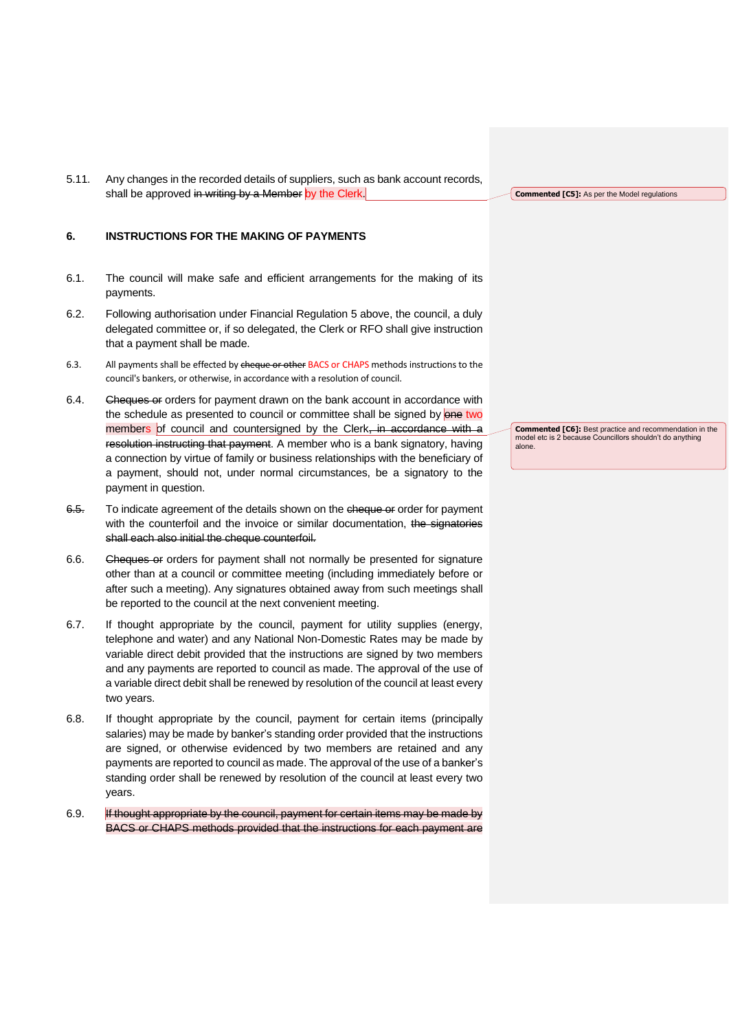5.11. Any changes in the recorded details of suppliers, such as bank account records, shall be approved ~~in writing by a Member~~ by the Clerk.

> Commented [C5]: As per the Model regulations

## 6. INSTRUCTIONS FOR THE MAKING OF PAYMENTS

6.1. The council will make safe and efficient arrangements for the making of its payments.

6.2. Following authorisation under Financial Regulation 5 above, the council, a duly delegated committee or, if so delegated, the Clerk or RFO shall give instruction that a payment shall be made.

6.3. All payments shall be effected by ~~cheque or other~~ BACS or CHAPS methods instructions to the council's bankers, or otherwise, in accordance with a resolution of council.

6.4. ~~Cheques or~~ orders for payment drawn on the bank account in accordance with the schedule as presented to council or committee shall be signed by ~~one~~ two members of council and countersigned by the Clerk~~, in accordance with a resolution instructing that payment~~. A member who is a bank signatory, having a connection by virtue of family or business relationships with the beneficiary of a payment, should not, under normal circumstances, be a signatory to the payment in question.

> Commented [C6]: Best practice and recommendation in the model etc is 2 because Councillors shouldn't do anything alone.

~~6.5.~~ To indicate agreement of the details shown on the ~~cheque or~~ order for payment with the counterfoil and the invoice or similar documentation, ~~the signatories shall each also initial the cheque counterfoil.~~

6.6. ~~Cheques or~~ orders for payment shall not normally be presented for signature other than at a council or committee meeting (including immediately before or after such a meeting). Any signatures obtained away from such meetings shall be reported to the council at the next convenient meeting.

6.7. If thought appropriate by the council, payment for utility supplies (energy, telephone and water) and any National Non-Domestic Rates may be made by variable direct debit provided that the instructions are signed by two members and any payments are reported to council as made. The approval of the use of a variable direct debit shall be renewed by resolution of the council at least every two years.

6.8. If thought appropriate by the council, payment for certain items (principally salaries) may be made by banker's standing order provided that the instructions are signed, or otherwise evidenced by two members are retained and any payments are reported to council as made. The approval of the use of a banker's standing order shall be renewed by resolution of the council at least every two years.

6.9. ~~If thought appropriate by the council, payment for certain items may be made by BACS or CHAPS methods provided that the instructions for each payment are~~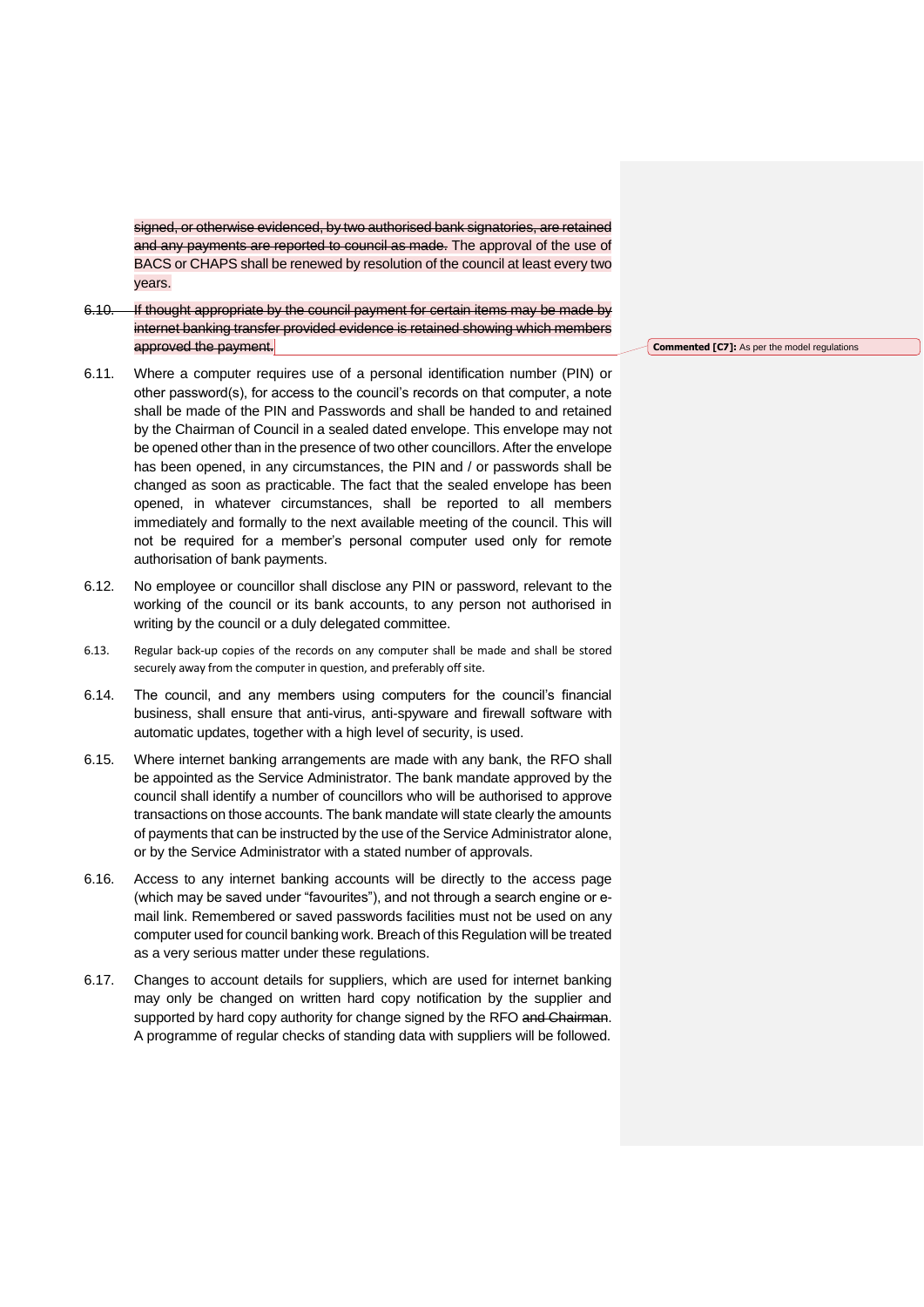~~signed, or otherwise evidenced, by two authorised bank signatories, are retained and any payments are reported to council as made.~~ The approval of the use of BACS or CHAPS shall be renewed by resolution of the council at least every two years.

~~6.10. If thought appropriate by the council payment for certain items may be made by internet banking transfer provided evidence is retained showing which members approved the payment.~~

**Commented [C7]:** As per the model regulations

6.11. Where a computer requires use of a personal identification number (PIN) or other password(s), for access to the council's records on that computer, a note shall be made of the PIN and Passwords and shall be handed to and retained by the Chairman of Council in a sealed dated envelope. This envelope may not be opened other than in the presence of two other councillors. After the envelope has been opened, in any circumstances, the PIN and / or passwords shall be changed as soon as practicable. The fact that the sealed envelope has been opened, in whatever circumstances, shall be reported to all members immediately and formally to the next available meeting of the council. This will not be required for a member's personal computer used only for remote authorisation of bank payments.

6.12. No employee or councillor shall disclose any PIN or password, relevant to the working of the council or its bank accounts, to any person not authorised in writing by the council or a duly delegated committee.

6.13. Regular back-up copies of the records on any computer shall be made and shall be stored securely away from the computer in question, and preferably off site.

6.14. The council, and any members using computers for the council's financial business, shall ensure that anti-virus, anti-spyware and firewall software with automatic updates, together with a high level of security, is used.

6.15. Where internet banking arrangements are made with any bank, the RFO shall be appointed as the Service Administrator. The bank mandate approved by the council shall identify a number of councillors who will be authorised to approve transactions on those accounts. The bank mandate will state clearly the amounts of payments that can be instructed by the use of the Service Administrator alone, or by the Service Administrator with a stated number of approvals.

6.16. Access to any internet banking accounts will be directly to the access page (which may be saved under "favourites"), and not through a search engine or e-mail link. Remembered or saved passwords facilities must not be used on any computer used for council banking work. Breach of this Regulation will be treated as a very serious matter under these regulations.

6.17. Changes to account details for suppliers, which are used for internet banking may only be changed on written hard copy notification by the supplier and supported by hard copy authority for change signed by the RFO ~~and Chairman~~. A programme of regular checks of standing data with suppliers will be followed.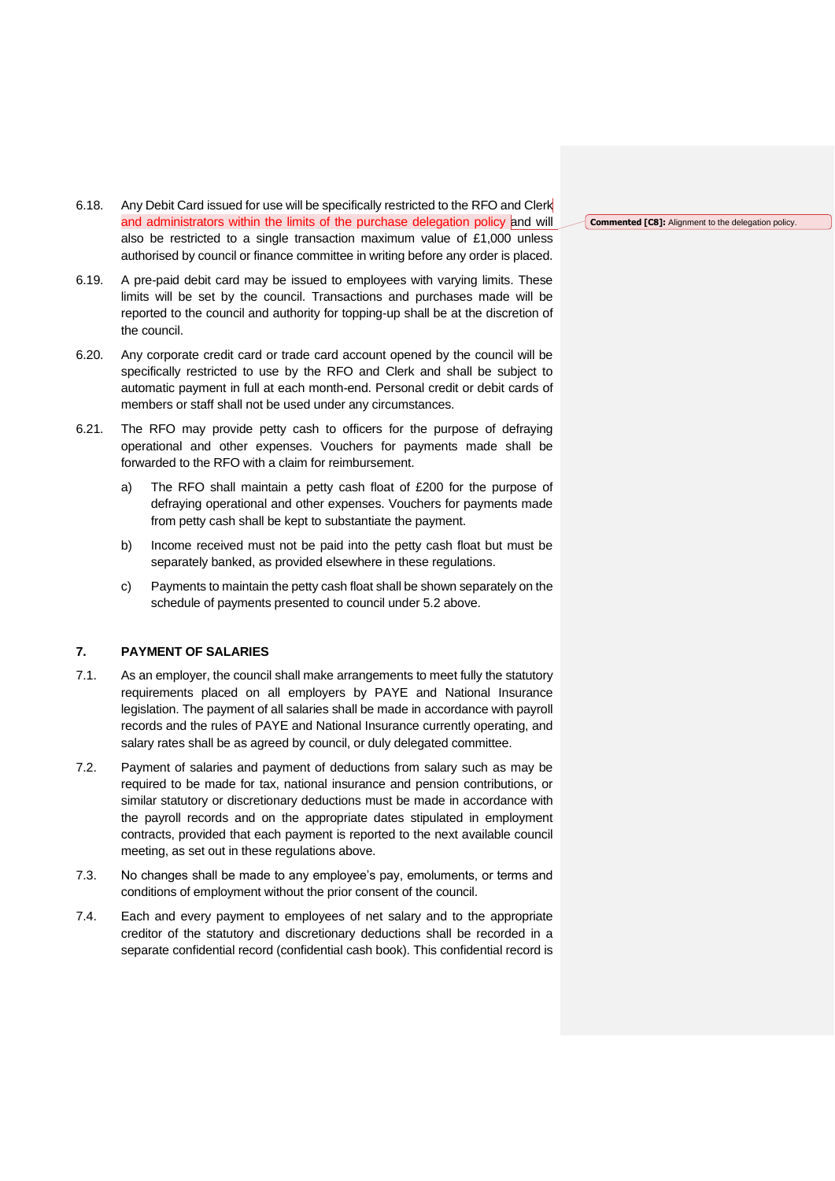6.18. Any Debit Card issued for use will be specifically restricted to the RFO and Clerk and administrators within the limits of the purchase delegation policy and will also be restricted to a single transaction maximum value of £1,000 unless authorised by council or finance committee in writing before any order is placed.

**Commented [C8]:** Alignment to the delegation policy.

6.19. A pre-paid debit card may be issued to employees with varying limits. These limits will be set by the council. Transactions and purchases made will be reported to the council and authority for topping-up shall be at the discretion of the council.

6.20. Any corporate credit card or trade card account opened by the council will be specifically restricted to use by the RFO and Clerk and shall be subject to automatic payment in full at each month-end. Personal credit or debit cards of members or staff shall not be used under any circumstances.

6.21. The RFO may provide petty cash to officers for the purpose of defraying operational and other expenses. Vouchers for payments made shall be forwarded to the RFO with a claim for reimbursement.

  a) The RFO shall maintain a petty cash float of £200 for the purpose of defraying operational and other expenses. Vouchers for payments made from petty cash shall be kept to substantiate the payment.

  b) Income received must not be paid into the petty cash float but must be separately banked, as provided elsewhere in these regulations.

  c) Payments to maintain the petty cash float shall be shown separately on the schedule of payments presented to council under 5.2 above.

## 7. PAYMENT OF SALARIES

7.1. As an employer, the council shall make arrangements to meet fully the statutory requirements placed on all employers by PAYE and National Insurance legislation. The payment of all salaries shall be made in accordance with payroll records and the rules of PAYE and National Insurance currently operating, and salary rates shall be as agreed by council, or duly delegated committee.

7.2. Payment of salaries and payment of deductions from salary such as may be required to be made for tax, national insurance and pension contributions, or similar statutory or discretionary deductions must be made in accordance with the payroll records and on the appropriate dates stipulated in employment contracts, provided that each payment is reported to the next available council meeting, as set out in these regulations above.

7.3. No changes shall be made to any employee's pay, emoluments, or terms and conditions of employment without the prior consent of the council.

7.4. Each and every payment to employees of net salary and to the appropriate creditor of the statutory and discretionary deductions shall be recorded in a separate confidential record (confidential cash book). This confidential record is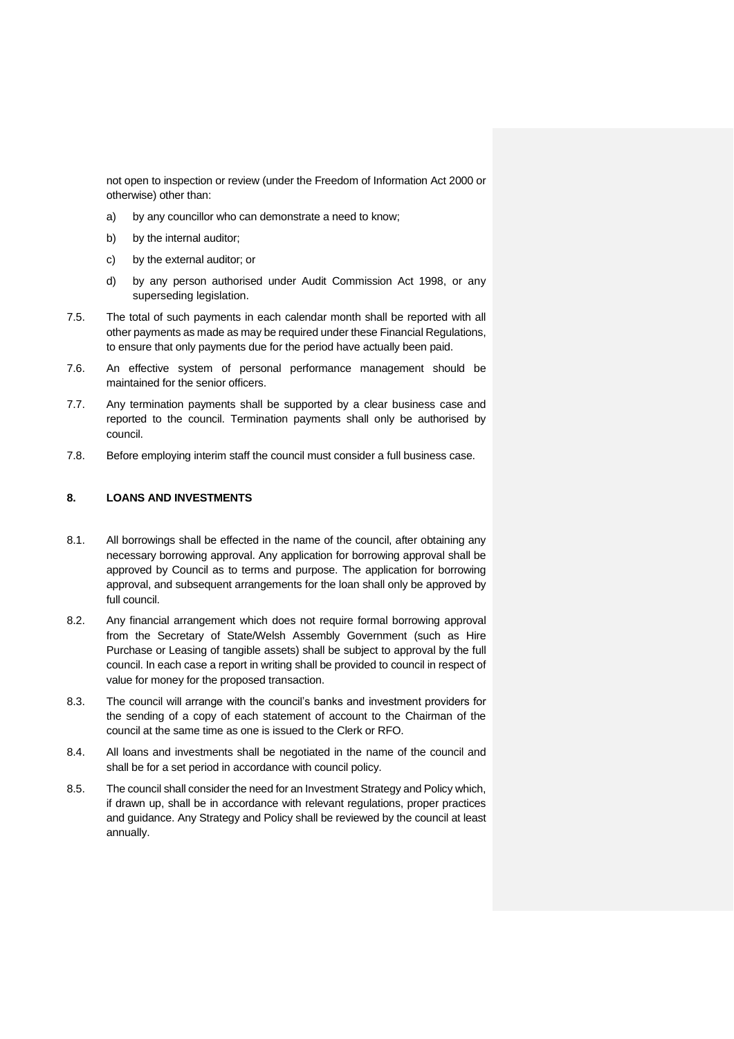not open to inspection or review (under the Freedom of Information Act 2000 or otherwise) other than:

a) by any councillor who can demonstrate a need to know;

b) by the internal auditor;

c) by the external auditor; or

d) by any person authorised under Audit Commission Act 1998, or any superseding legislation.

7.5. The total of such payments in each calendar month shall be reported with all other payments as made as may be required under these Financial Regulations, to ensure that only payments due for the period have actually been paid.

7.6. An effective system of personal performance management should be maintained for the senior officers.

7.7. Any termination payments shall be supported by a clear business case and reported to the council. Termination payments shall only be authorised by council.

7.8. Before employing interim staff the council must consider a full business case.

## 8. LOANS AND INVESTMENTS

8.1. All borrowings shall be effected in the name of the council, after obtaining any necessary borrowing approval. Any application for borrowing approval shall be approved by Council as to terms and purpose. The application for borrowing approval, and subsequent arrangements for the loan shall only be approved by full council.

8.2. Any financial arrangement which does not require formal borrowing approval from the Secretary of State/Welsh Assembly Government (such as Hire Purchase or Leasing of tangible assets) shall be subject to approval by the full council. In each case a report in writing shall be provided to council in respect of value for money for the proposed transaction.

8.3. The council will arrange with the council's banks and investment providers for the sending of a copy of each statement of account to the Chairman of the council at the same time as one is issued to the Clerk or RFO.

8.4. All loans and investments shall be negotiated in the name of the council and shall be for a set period in accordance with council policy.

8.5. The council shall consider the need for an Investment Strategy and Policy which, if drawn up, shall be in accordance with relevant regulations, proper practices and guidance. Any Strategy and Policy shall be reviewed by the council at least annually.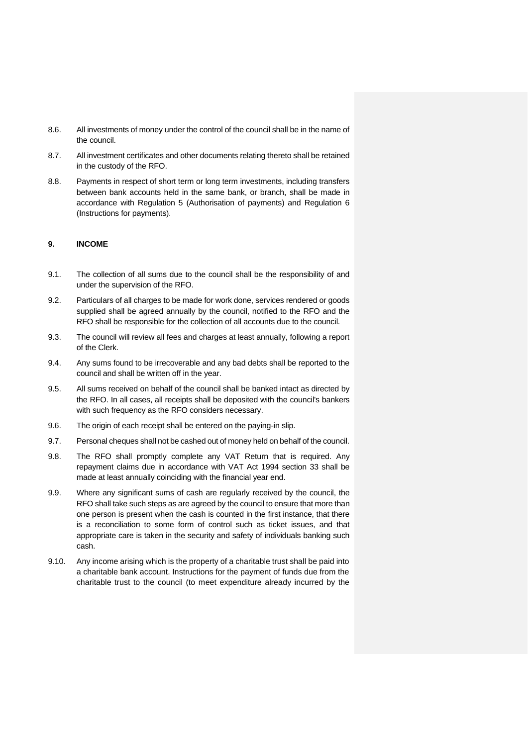8.6. All investments of money under the control of the council shall be in the name of the council.

8.7. All investment certificates and other documents relating thereto shall be retained in the custody of the RFO.

8.8. Payments in respect of short term or long term investments, including transfers between bank accounts held in the same bank, or branch, shall be made in accordance with Regulation 5 (Authorisation of payments) and Regulation 6 (Instructions for payments).

## 9. INCOME

9.1. The collection of all sums due to the council shall be the responsibility of and under the supervision of the RFO.

9.2. Particulars of all charges to be made for work done, services rendered or goods supplied shall be agreed annually by the council, notified to the RFO and the RFO shall be responsible for the collection of all accounts due to the council.

9.3. The council will review all fees and charges at least annually, following a report of the Clerk.

9.4. Any sums found to be irrecoverable and any bad debts shall be reported to the council and shall be written off in the year.

9.5. All sums received on behalf of the council shall be banked intact as directed by the RFO. In all cases, all receipts shall be deposited with the council's bankers with such frequency as the RFO considers necessary.

9.6. The origin of each receipt shall be entered on the paying-in slip.

9.7. Personal cheques shall not be cashed out of money held on behalf of the council.

9.8. The RFO shall promptly complete any VAT Return that is required. Any repayment claims due in accordance with VAT Act 1994 section 33 shall be made at least annually coinciding with the financial year end.

9.9. Where any significant sums of cash are regularly received by the council, the RFO shall take such steps as are agreed by the council to ensure that more than one person is present when the cash is counted in the first instance, that there is a reconciliation to some form of control such as ticket issues, and that appropriate care is taken in the security and safety of individuals banking such cash.

9.10. Any income arising which is the property of a charitable trust shall be paid into a charitable bank account. Instructions for the payment of funds due from the charitable trust to the council (to meet expenditure already incurred by the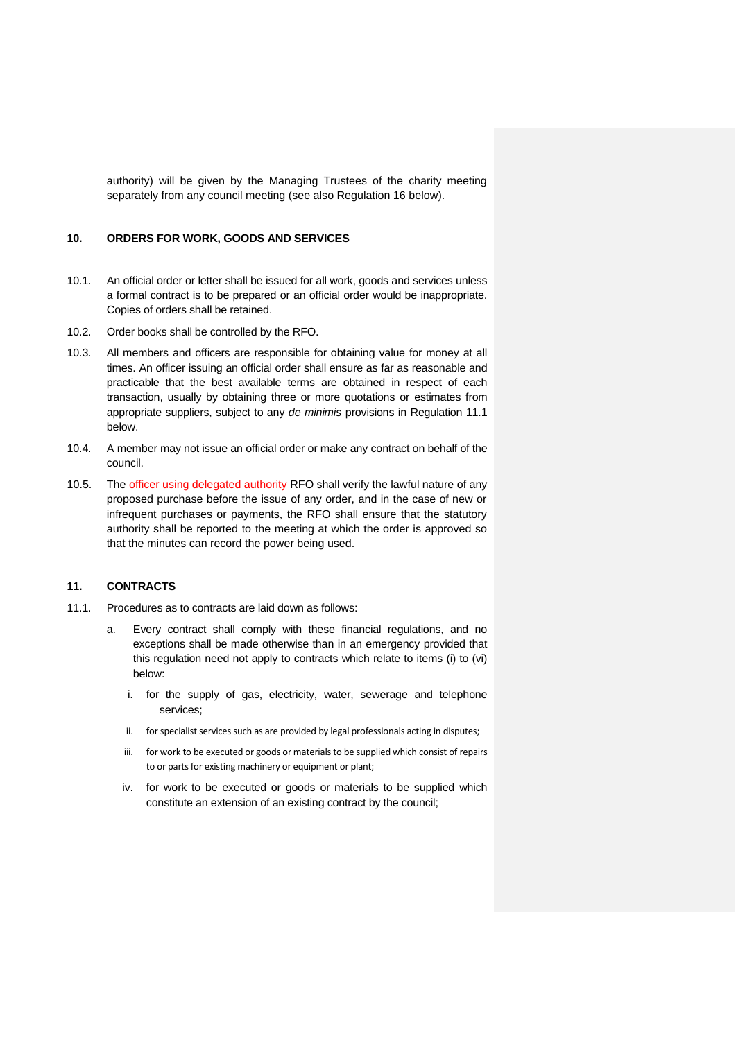authority) will be given by the Managing Trustees of the charity meeting separately from any council meeting (see also Regulation 16 below).

## 10. ORDERS FOR WORK, GOODS AND SERVICES

10.1. An official order or letter shall be issued for all work, goods and services unless a formal contract is to be prepared or an official order would be inappropriate. Copies of orders shall be retained.

10.2. Order books shall be controlled by the RFO.

10.3. All members and officers are responsible for obtaining value for money at all times. An officer issuing an official order shall ensure as far as reasonable and practicable that the best available terms are obtained in respect of each transaction, usually by obtaining three or more quotations or estimates from appropriate suppliers, subject to any *de minimis* provisions in Regulation 11.1 below.

10.4. A member may not issue an official order or make any contract on behalf of the council.

10.5. The officer using delegated authority RFO shall verify the lawful nature of any proposed purchase before the issue of any order, and in the case of new or infrequent purchases or payments, the RFO shall ensure that the statutory authority shall be reported to the meeting at which the order is approved so that the minutes can record the power being used.

## 11. CONTRACTS

11.1. Procedures as to contracts are laid down as follows:

a. Every contract shall comply with these financial regulations, and no exceptions shall be made otherwise than in an emergency provided that this regulation need not apply to contracts which relate to items (i) to (vi) below:

   i. for the supply of gas, electricity, water, sewerage and telephone services;

   ii. for specialist services such as are provided by legal professionals acting in disputes;

   iii. for work to be executed or goods or materials to be supplied which consist of repairs to or parts for existing machinery or equipment or plant;

   iv. for work to be executed or goods or materials to be supplied which constitute an extension of an existing contract by the council;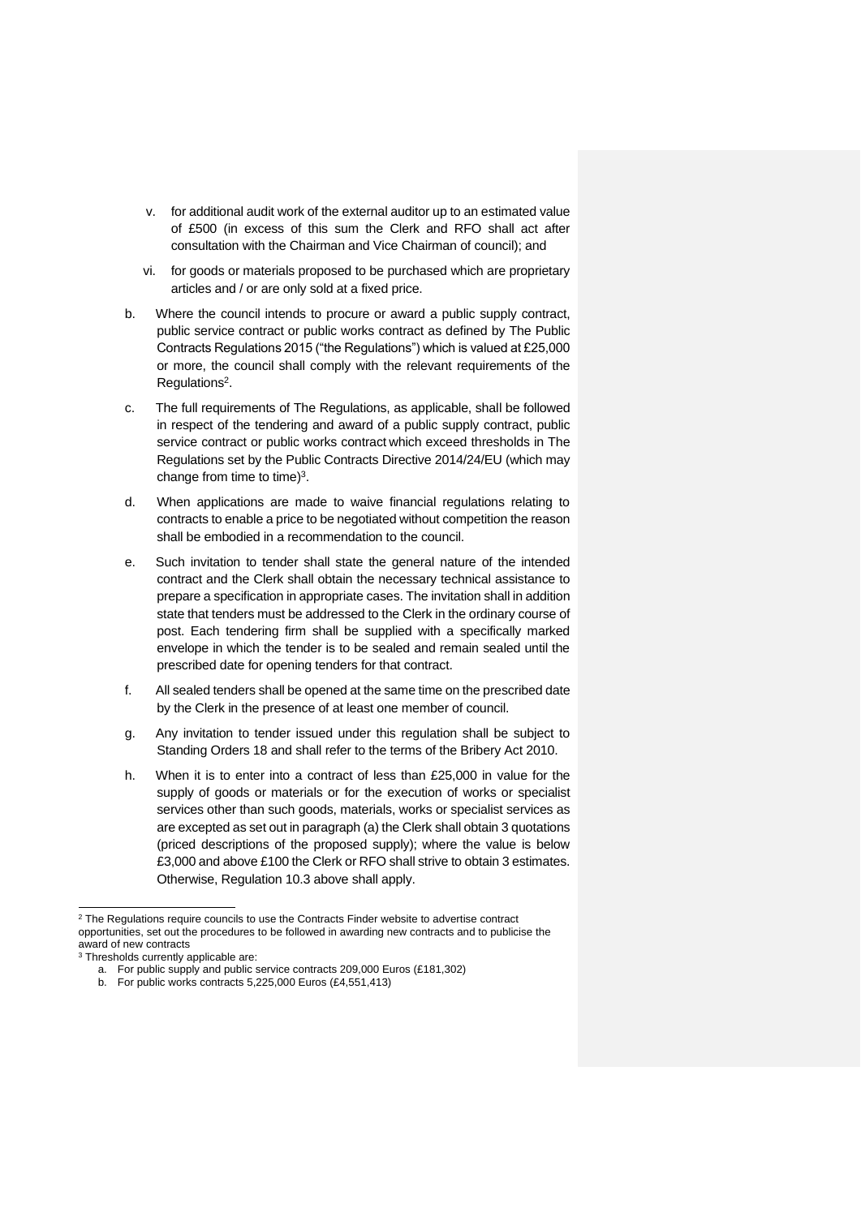v. for additional audit work of the external auditor up to an estimated value of £500 (in excess of this sum the Clerk and RFO shall act after consultation with the Chairman and Vice Chairman of council); and

vi. for goods or materials proposed to be purchased which are proprietary articles and / or are only sold at a fixed price.

b. Where the council intends to procure or award a public supply contract, public service contract or public works contract as defined by The Public Contracts Regulations 2015 ("the Regulations") which is valued at £25,000 or more, the council shall comply with the relevant requirements of the Regulations[2].

c. The full requirements of The Regulations, as applicable, shall be followed in respect of the tendering and award of a public supply contract, public service contract or public works contract which exceed thresholds in The Regulations set by the Public Contracts Directive 2014/24/EU (which may change from time to time)[3].

d. When applications are made to waive financial regulations relating to contracts to enable a price to be negotiated without competition the reason shall be embodied in a recommendation to the council.

e. Such invitation to tender shall state the general nature of the intended contract and the Clerk shall obtain the necessary technical assistance to prepare a specification in appropriate cases. The invitation shall in addition state that tenders must be addressed to the Clerk in the ordinary course of post. Each tendering firm shall be supplied with a specifically marked envelope in which the tender is to be sealed and remain sealed until the prescribed date for opening tenders for that contract.

f. All sealed tenders shall be opened at the same time on the prescribed date by the Clerk in the presence of at least one member of council.

g. Any invitation to tender issued under this regulation shall be subject to Standing Orders 18 and shall refer to the terms of the Bribery Act 2010.

h. When it is to enter into a contract of less than £25,000 in value for the supply of goods or materials or for the execution of works or specialist services other than such goods, materials, works or specialist services as are excepted as set out in paragraph (a) the Clerk shall obtain 3 quotations (priced descriptions of the proposed supply); where the value is below £3,000 and above £100 the Clerk or RFO shall strive to obtain 3 estimates. Otherwise, Regulation 10.3 above shall apply.

---

[2] The Regulations require councils to use the Contracts Finder website to advertise contract opportunities, set out the procedures to be followed in awarding new contracts and to publicise the award of new contracts

[3] Thresholds currently applicable are:

a. For public supply and public service contracts 209,000 Euros (£181,302)
b. For public works contracts 5,225,000 Euros (£4,551,413)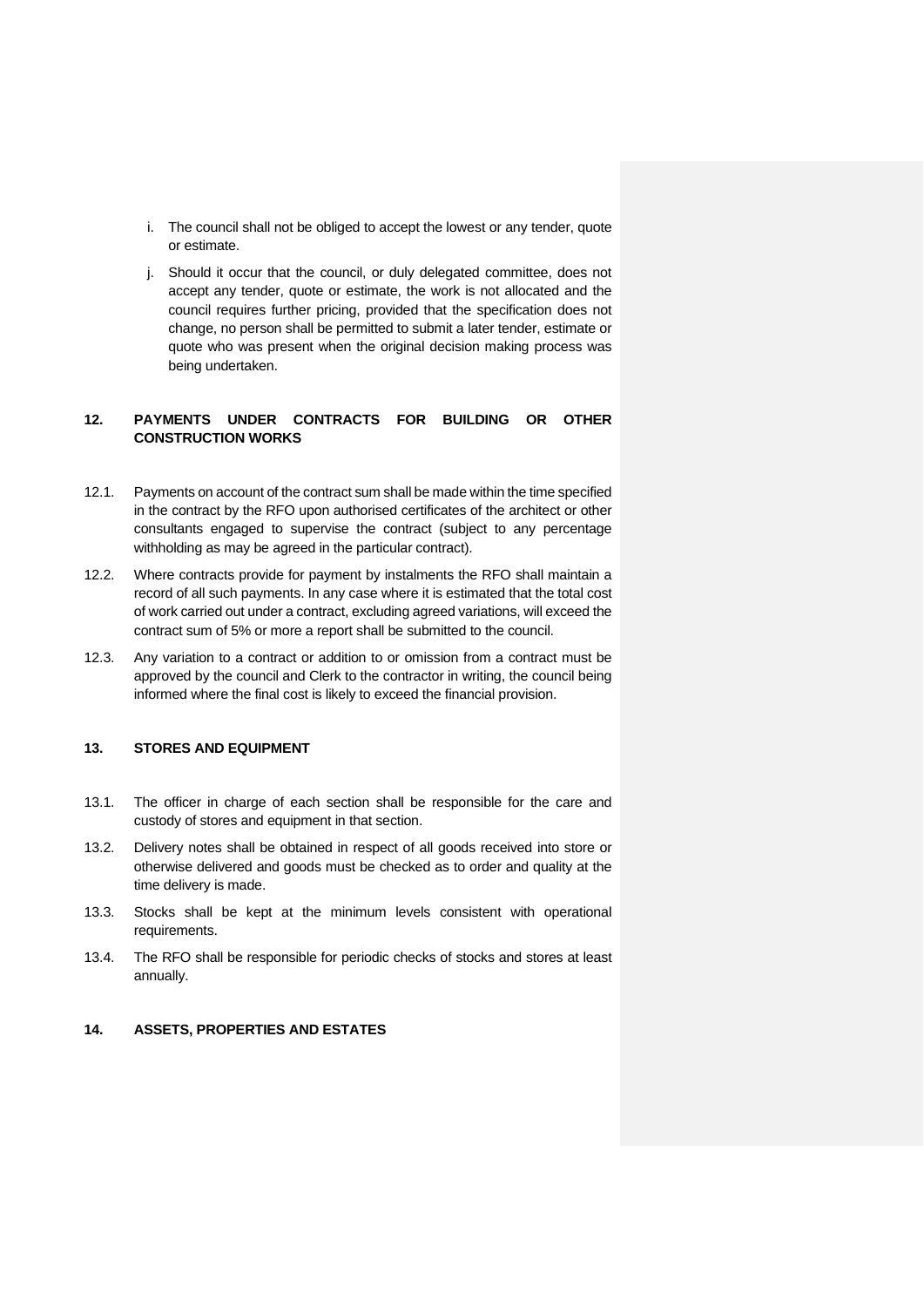i. The council shall not be obliged to accept the lowest or any tender, quote or estimate.

j. Should it occur that the council, or duly delegated committee, does not accept any tender, quote or estimate, the work is not allocated and the council requires further pricing, provided that the specification does not change, no person shall be permitted to submit a later tender, estimate or quote who was present when the original decision making process was being undertaken.

## 12. PAYMENTS UNDER CONTRACTS FOR BUILDING OR OTHER CONSTRUCTION WORKS

12.1. Payments on account of the contract sum shall be made within the time specified in the contract by the RFO upon authorised certificates of the architect or other consultants engaged to supervise the contract (subject to any percentage withholding as may be agreed in the particular contract).

12.2. Where contracts provide for payment by instalments the RFO shall maintain a record of all such payments. In any case where it is estimated that the total cost of work carried out under a contract, excluding agreed variations, will exceed the contract sum of 5% or more a report shall be submitted to the council.

12.3. Any variation to a contract or addition to or omission from a contract must be approved by the council and Clerk to the contractor in writing, the council being informed where the final cost is likely to exceed the financial provision.

## 13. STORES AND EQUIPMENT

13.1. The officer in charge of each section shall be responsible for the care and custody of stores and equipment in that section.

13.2. Delivery notes shall be obtained in respect of all goods received into store or otherwise delivered and goods must be checked as to order and quality at the time delivery is made.

13.3. Stocks shall be kept at the minimum levels consistent with operational requirements.

13.4. The RFO shall be responsible for periodic checks of stocks and stores at least annually.

## 14. ASSETS, PROPERTIES AND ESTATES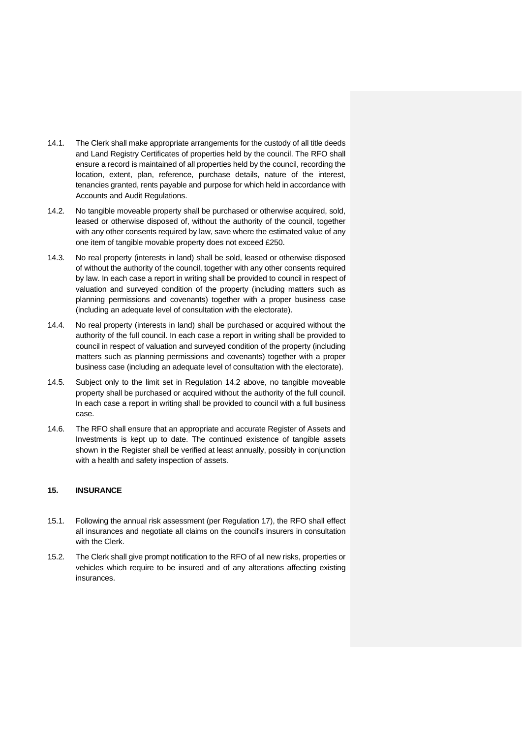14.1. The Clerk shall make appropriate arrangements for the custody of all title deeds and Land Registry Certificates of properties held by the council. The RFO shall ensure a record is maintained of all properties held by the council, recording the location, extent, plan, reference, purchase details, nature of the interest, tenancies granted, rents payable and purpose for which held in accordance with Accounts and Audit Regulations.

14.2. No tangible moveable property shall be purchased or otherwise acquired, sold, leased or otherwise disposed of, without the authority of the council, together with any other consents required by law, save where the estimated value of any one item of tangible movable property does not exceed £250.

14.3. No real property (interests in land) shall be sold, leased or otherwise disposed of without the authority of the council, together with any other consents required by law. In each case a report in writing shall be provided to council in respect of valuation and surveyed condition of the property (including matters such as planning permissions and covenants) together with a proper business case (including an adequate level of consultation with the electorate).

14.4. No real property (interests in land) shall be purchased or acquired without the authority of the full council. In each case a report in writing shall be provided to council in respect of valuation and surveyed condition of the property (including matters such as planning permissions and covenants) together with a proper business case (including an adequate level of consultation with the electorate).

14.5. Subject only to the limit set in Regulation 14.2 above, no tangible moveable property shall be purchased or acquired without the authority of the full council. In each case a report in writing shall be provided to council with a full business case.

14.6. The RFO shall ensure that an appropriate and accurate Register of Assets and Investments is kept up to date. The continued existence of tangible assets shown in the Register shall be verified at least annually, possibly in conjunction with a health and safety inspection of assets.

## 15. INSURANCE

15.1. Following the annual risk assessment (per Regulation 17), the RFO shall effect all insurances and negotiate all claims on the council's insurers in consultation with the Clerk.

15.2. The Clerk shall give prompt notification to the RFO of all new risks, properties or vehicles which require to be insured and of any alterations affecting existing insurances.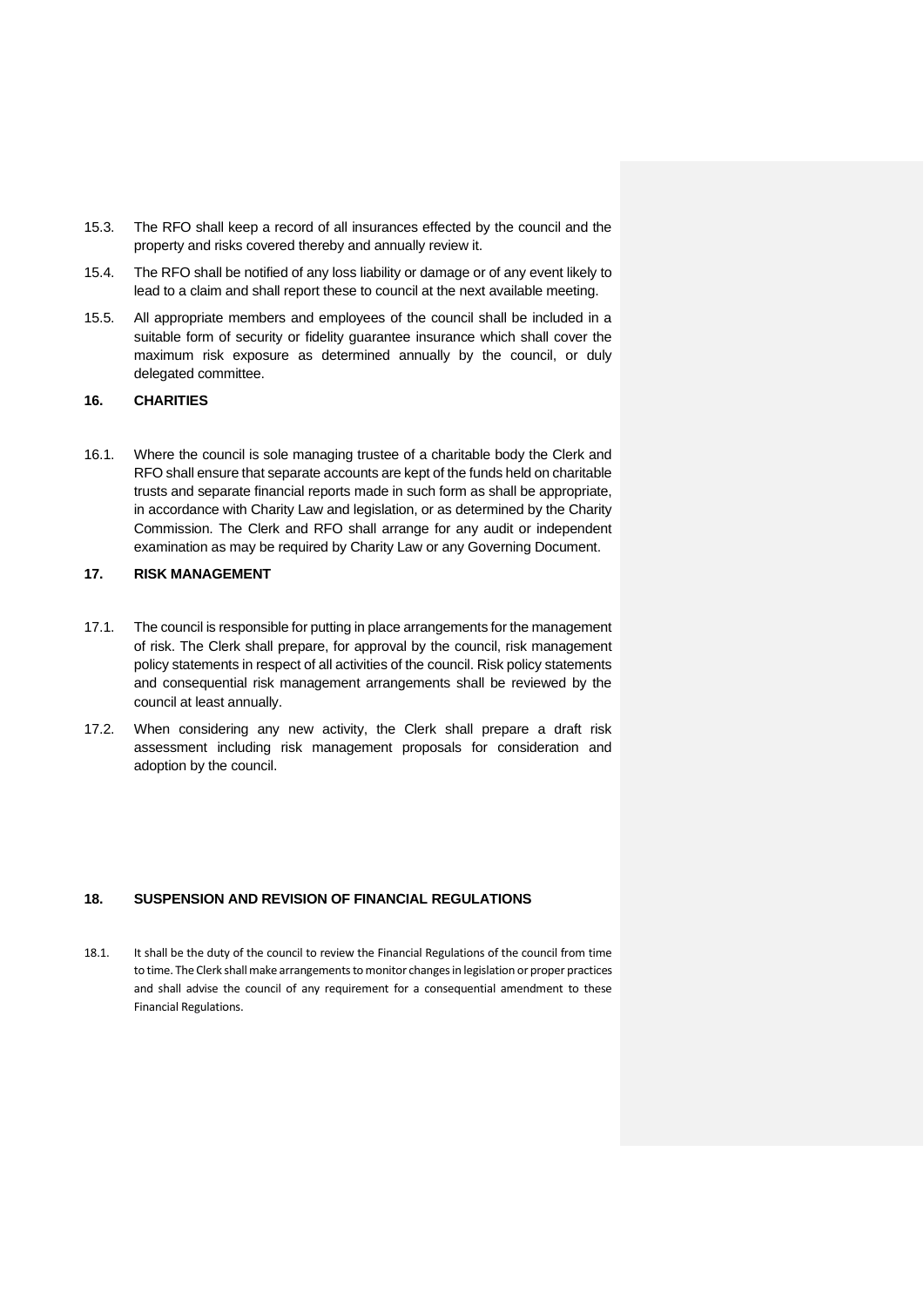15.3. The RFO shall keep a record of all insurances effected by the council and the property and risks covered thereby and annually review it.

15.4. The RFO shall be notified of any loss liability or damage or of any event likely to lead to a claim and shall report these to council at the next available meeting.

15.5. All appropriate members and employees of the council shall be included in a suitable form of security or fidelity guarantee insurance which shall cover the maximum risk exposure as determined annually by the council, or duly delegated committee.

## 16. CHARITIES

16.1. Where the council is sole managing trustee of a charitable body the Clerk and RFO shall ensure that separate accounts are kept of the funds held on charitable trusts and separate financial reports made in such form as shall be appropriate, in accordance with Charity Law and legislation, or as determined by the Charity Commission. The Clerk and RFO shall arrange for any audit or independent examination as may be required by Charity Law or any Governing Document.

## 17. RISK MANAGEMENT

17.1. The council is responsible for putting in place arrangements for the management of risk. The Clerk shall prepare, for approval by the council, risk management policy statements in respect of all activities of the council. Risk policy statements and consequential risk management arrangements shall be reviewed by the council at least annually.

17.2. When considering any new activity, the Clerk shall prepare a draft risk assessment including risk management proposals for consideration and adoption by the council.

## 18. SUSPENSION AND REVISION OF FINANCIAL REGULATIONS

18.1. It shall be the duty of the council to review the Financial Regulations of the council from time to time. The Clerk shall make arrangements to monitor changes in legislation or proper practices and shall advise the council of any requirement for a consequential amendment to these Financial Regulations.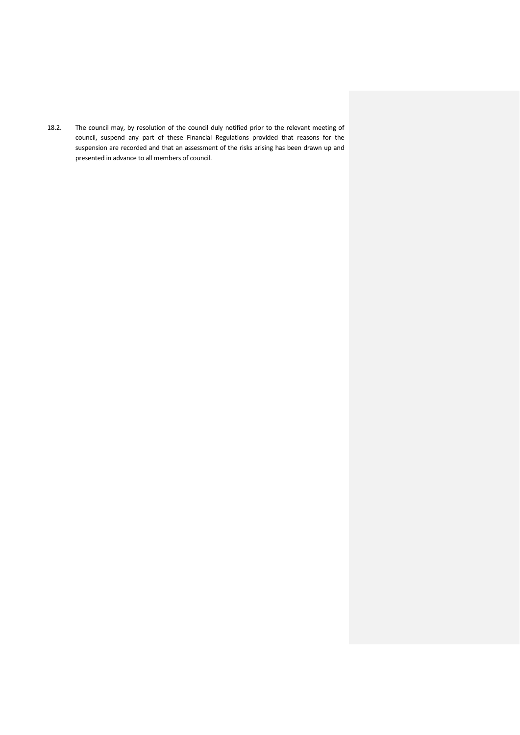18.2. The council may, by resolution of the council duly notified prior to the relevant meeting of council, suspend any part of these Financial Regulations provided that reasons for the suspension are recorded and that an assessment of the risks arising has been drawn up and presented in advance to all members of council.